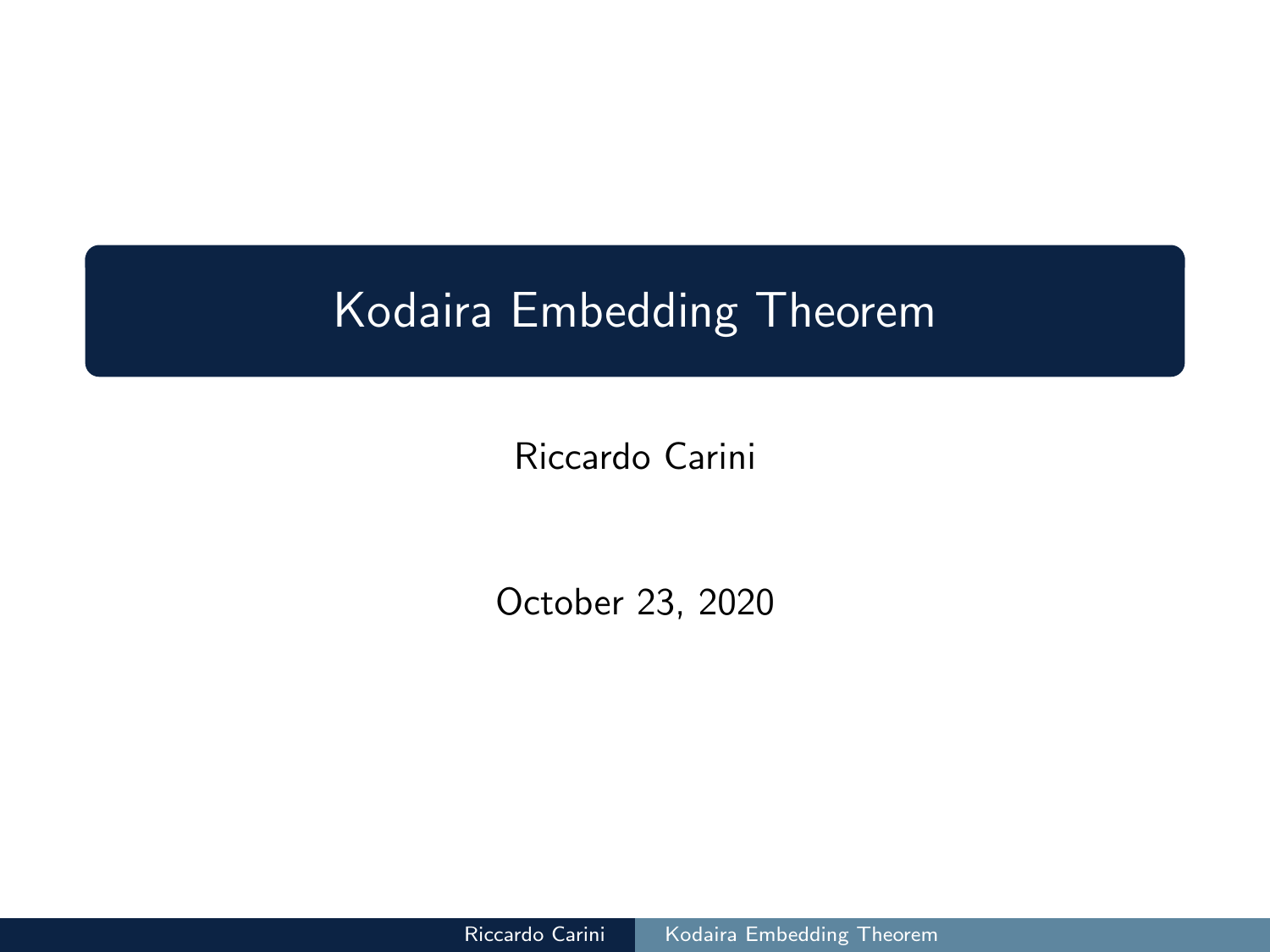# Kodaira Embedding Theorem

Riccardo Carini

October 23, 2020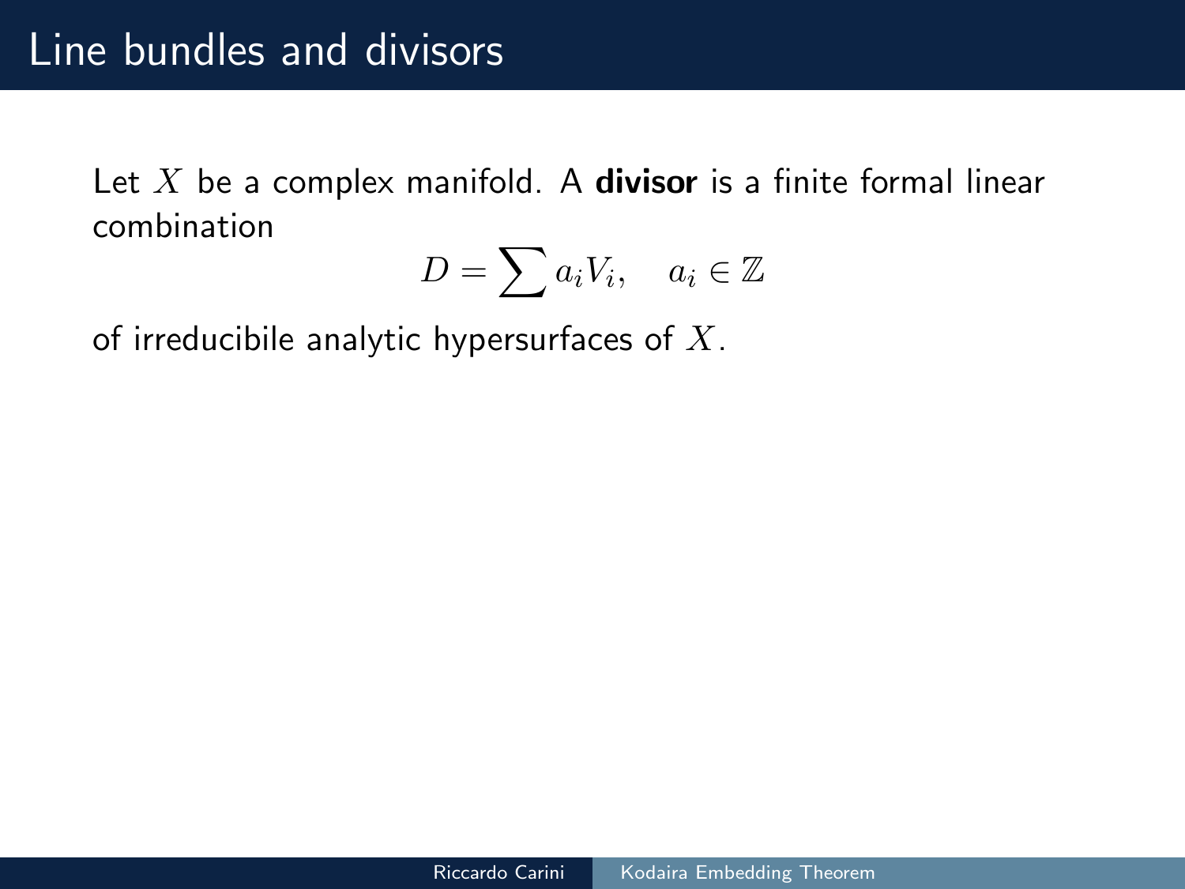# Line bundles and divisors

Let $X$ be a complex manifold. A **divisor** is a finite formal linear combination

$$D = \sum a_i V_i, \quad a_i \in \mathbb{Z}$$

of irreducibile analytic hypersurfaces of $X$.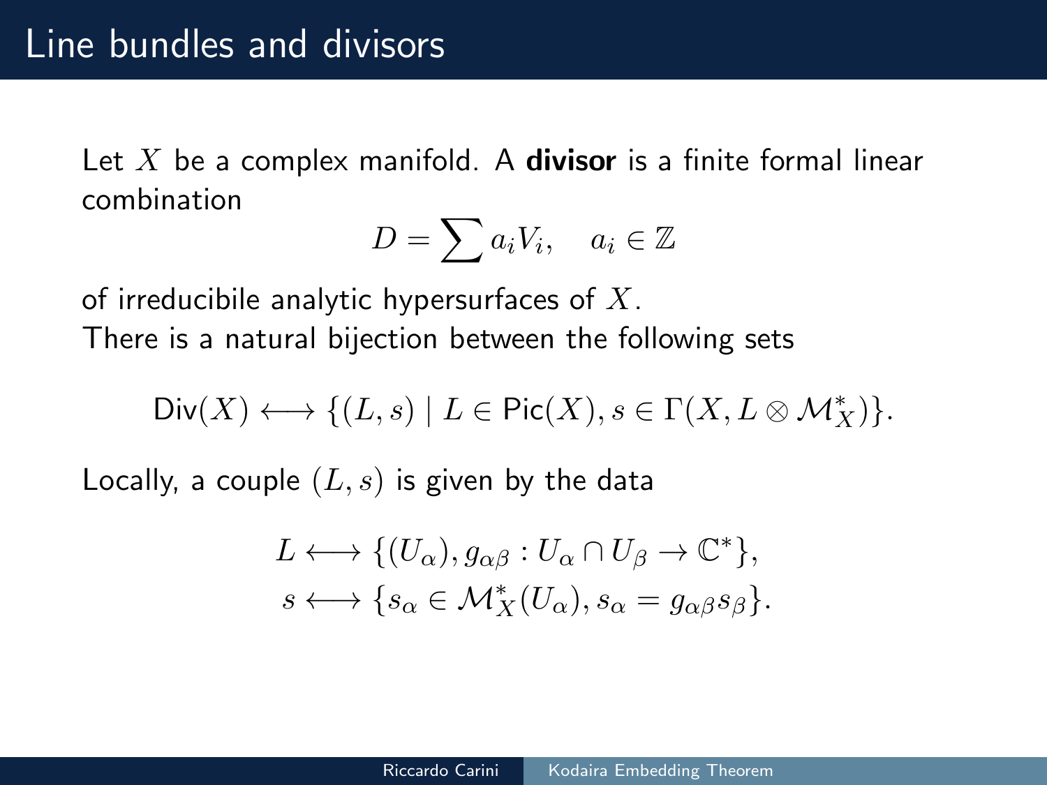# Line bundles and divisors

Let $X$ be a complex manifold. A **divisor** is a finite formal linear combination

$$D = \sum a_i V_i, \quad a_i \in \mathbb{Z}$$

of irreducibile analytic hypersurfaces of $X$.

There is a natural bijection between the following sets

$$\mathsf{Div}(X) \longleftrightarrow \{(L, s) \mid L \in \mathsf{Pic}(X), s \in \Gamma(X, L \otimes \mathcal{M}_X^*)\}.$$

Locally, a couple $(L, s)$ is given by the data

$$L \longleftrightarrow \{(U_\alpha), g_{\alpha\beta} : U_\alpha \cap U_\beta \to \mathbb{C}^*\},$$
$$s \longleftrightarrow \{s_\alpha \in \mathcal{M}_X^*(U_\alpha), s_\alpha = g_{\alpha\beta} s_\beta\}.$$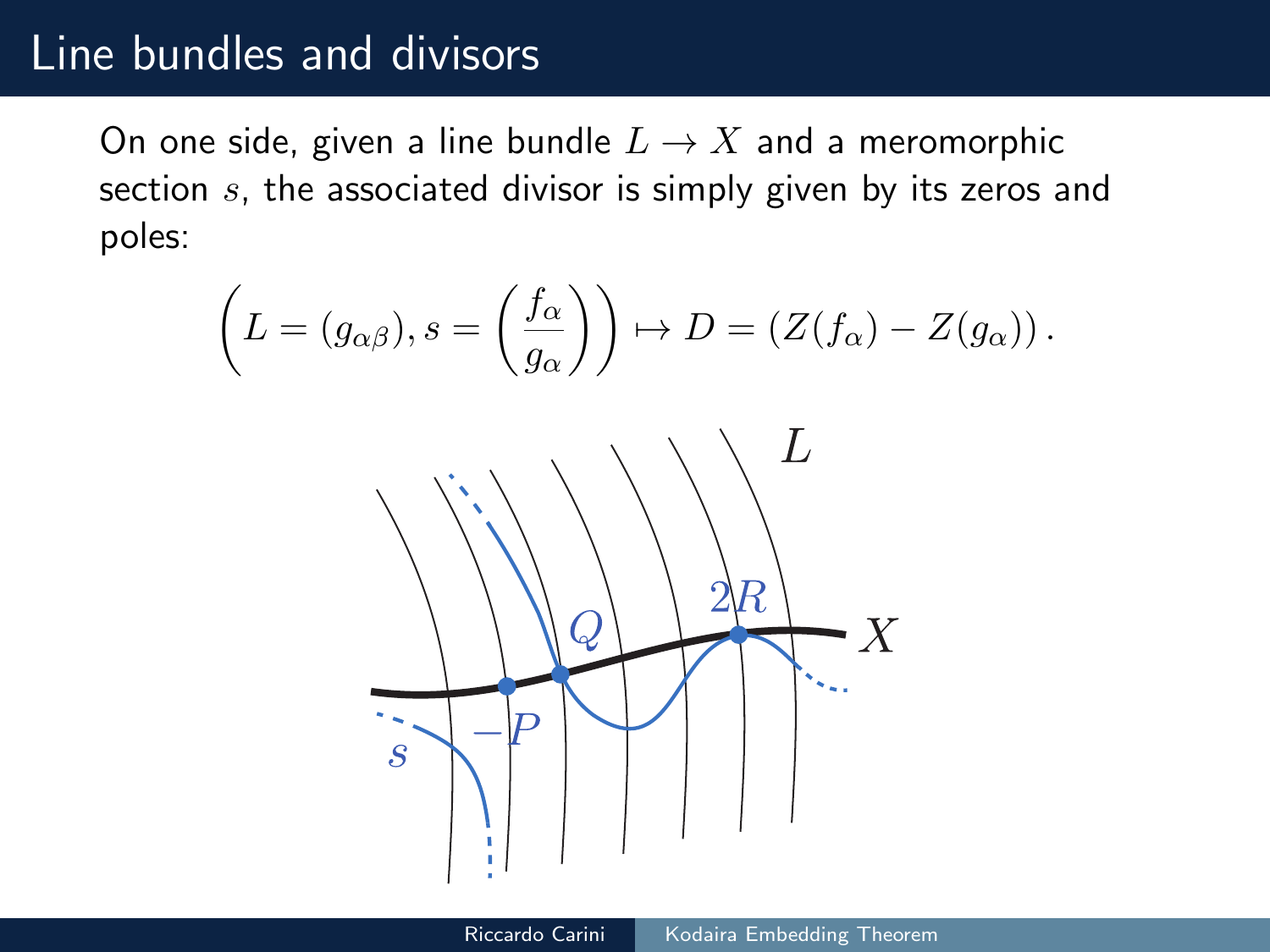# Line bundles and divisors

On one side, given a line bundle $L \to X$ and a meromorphic section $s$, the associated divisor is simply given by its zeros and poles:

$$\left( L = (g_{\alpha\beta}), s = \left( \frac{f_\alpha}{g_\alpha} \right) \right) \mapsto D = \left( Z(f_\alpha) - Z(g_\alpha) \right).$$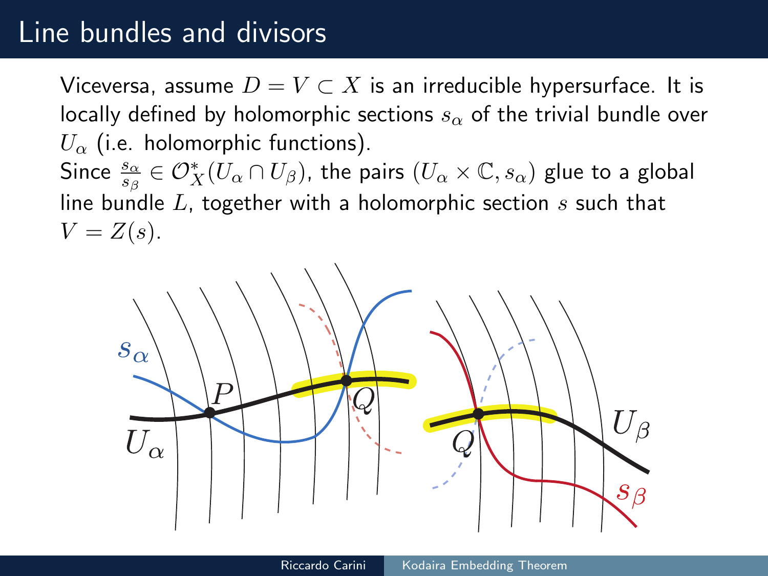# Line bundles and divisors

Viceversa, assume $D = V \subset X$ is an irreducible hypersurface. It is locally defined by holomorphic sections $s_\alpha$ of the trivial bundle over $U_\alpha$ (i.e. holomorphic functions).

Since $\frac{s_\alpha}{s_\beta} \in \mathcal{O}_X^*(U_\alpha \cap U_\beta)$, the pairs $(U_\alpha \times \mathbb{C}, s_\alpha)$ glue to a global line bundle $L$, together with a holomorphic section $s$ such that $V = Z(s)$.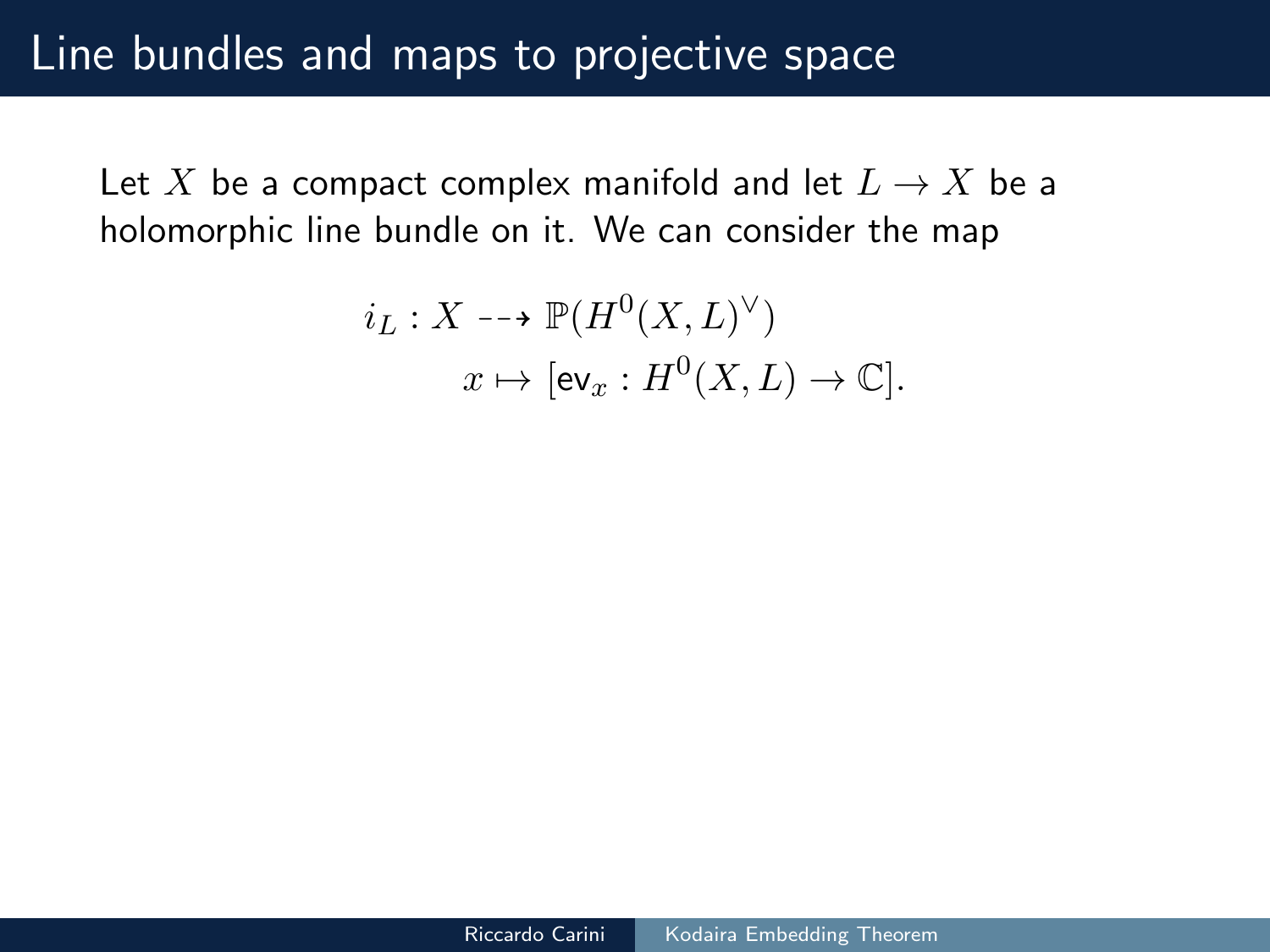# Line bundles and maps to projective space

Let $X$ be a compact complex manifold and let $L \to X$ be a holomorphic line bundle on it. We can consider the map

$$
\begin{aligned}
i_L : X &\dashrightarrow \mathbb{P}(H^0(X, L)^\vee) \\
x &\mapsto [\mathsf{ev}_x : H^0(X, L) \to \mathbb{C}].
\end{aligned}
$$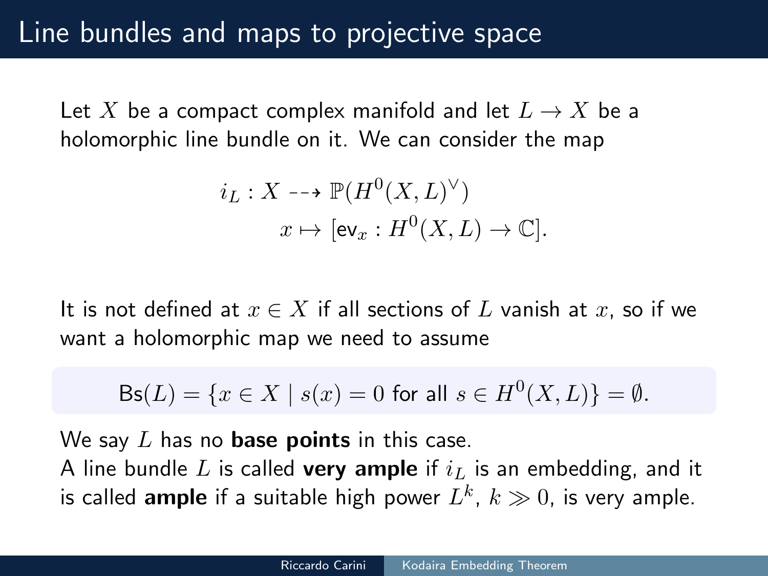# Line bundles and maps to projective space

Let $X$ be a compact complex manifold and let $L \to X$ be a holomorphic line bundle on it. We can consider the map

$$
\begin{aligned}
i_L : X &\dashrightarrow \mathbb{P}(H^0(X, L)^\vee) \\
x &\mapsto [\mathsf{ev}_x : H^0(X, L) \to \mathbb{C}].
\end{aligned}
$$

It is not defined at $x \in X$ if all sections of $L$ vanish at $x$, so if we want a holomorphic map we need to assume

$$
\mathsf{Bs}(L) = \{x \in X \mid s(x) = 0 \text{ for all } s \in H^0(X, L)\} = \emptyset.
$$

We say $L$ has no **base points** in this case.
A line bundle $L$ is called **very ample** if $i_L$ is an embedding, and it is called **ample** if a suitable high power $L^k$, $k \gg 0$, is very ample.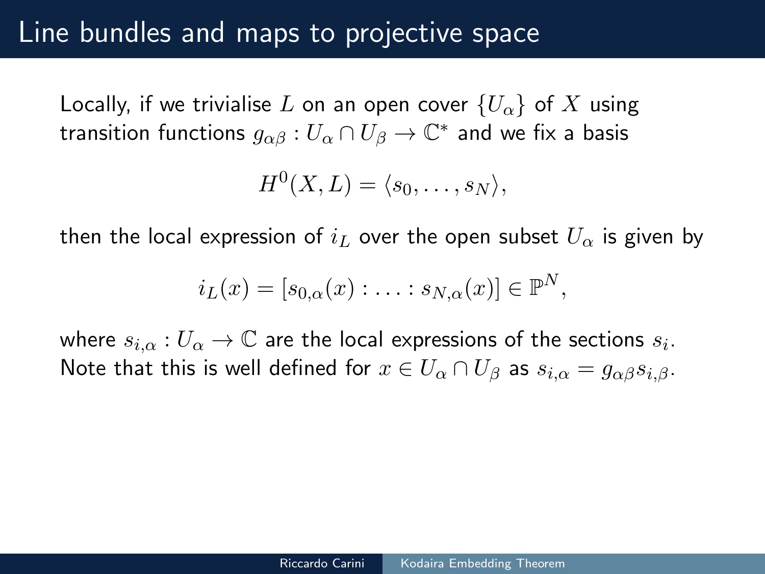# Line bundles and maps to projective space

Locally, if we trivialise $L$ on an open cover $\{U_\alpha\}$ of $X$ using transition functions $g_{\alpha\beta} : U_\alpha \cap U_\beta \to \mathbb{C}^*$ and we fix a basis

$$H^0(X, L) = \langle s_0, \ldots, s_N \rangle,$$

then the local expression of $i_L$ over the open subset $U_\alpha$ is given by

$$i_L(x) = [s_{0,\alpha}(x) : \ldots : s_{N,\alpha}(x)] \in \mathbb{P}^N,$$

where $s_{i,\alpha} : U_\alpha \to \mathbb{C}$ are the local expressions of the sections $s_i$. Note that this is well defined for $x \in U_\alpha \cap U_\beta$ as $s_{i,\alpha} = g_{\alpha\beta} s_{i,\beta}$.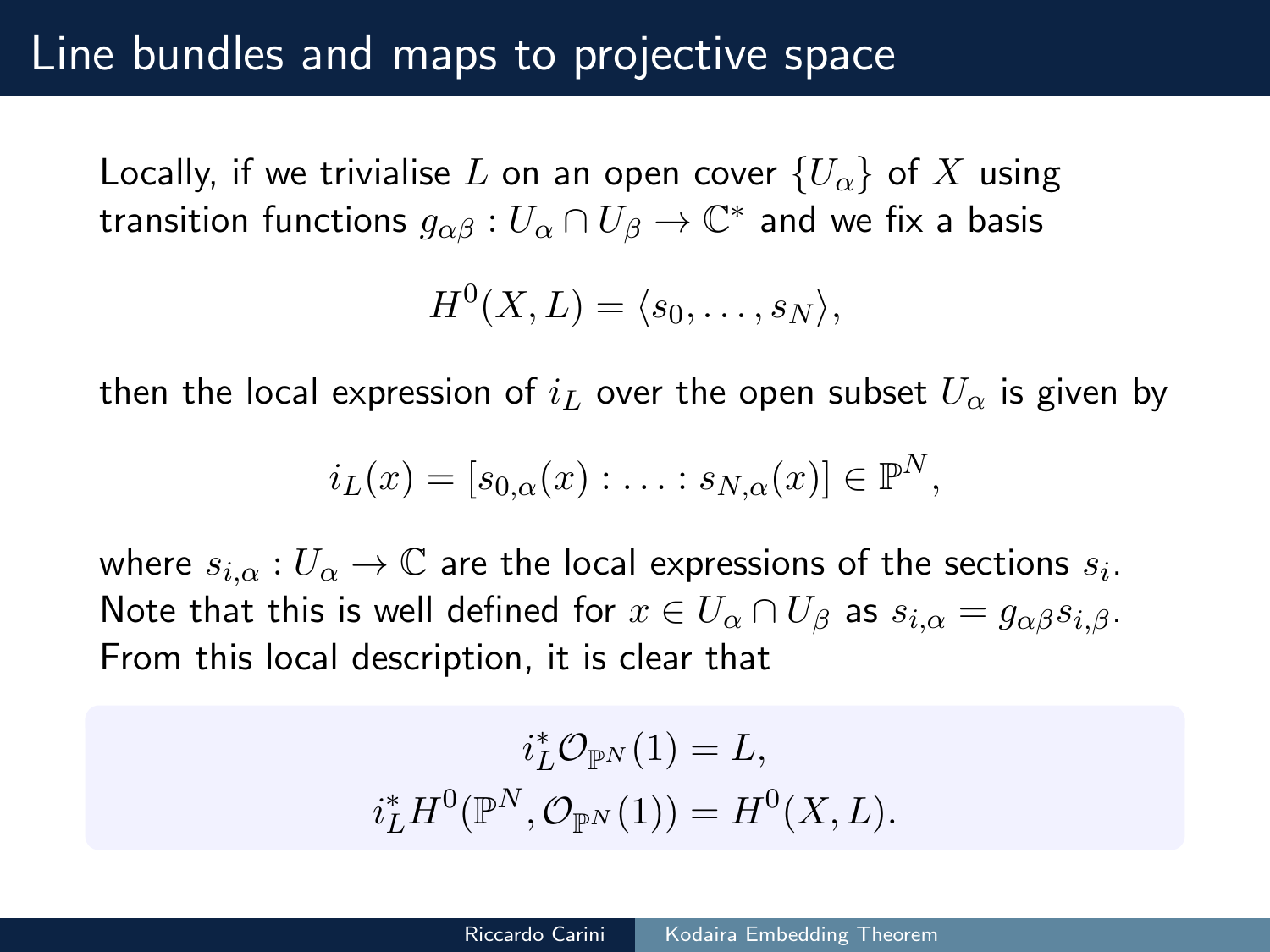# Line bundles and maps to projective space

Locally, if we trivialise $L$ on an open cover $\{U_\alpha\}$ of $X$ using transition functions $g_{\alpha\beta} : U_\alpha \cap U_\beta \to \mathbb{C}^*$ and we fix a basis

$$H^0(X, L) = \langle s_0, \dots, s_N \rangle,$$

then the local expression of $i_L$ over the open subset $U_\alpha$ is given by

$$i_L(x) = [s_{0,\alpha}(x) : \ldots : s_{N,\alpha}(x)] \in \mathbb{P}^N,$$

where $s_{i,\alpha} : U_\alpha \to \mathbb{C}$ are the local expressions of the sections $s_i$. Note that this is well defined for $x \in U_\alpha \cap U_\beta$ as $s_{i,\alpha} = g_{\alpha\beta} s_{i,\beta}$. From this local description, it is clear that

$$i_L^* \mathcal{O}_{\mathbb{P}^N}(1) = L,$$
$$i_L^* H^0(\mathbb{P}^N, \mathcal{O}_{\mathbb{P}^N}(1)) = H^0(X, L).$$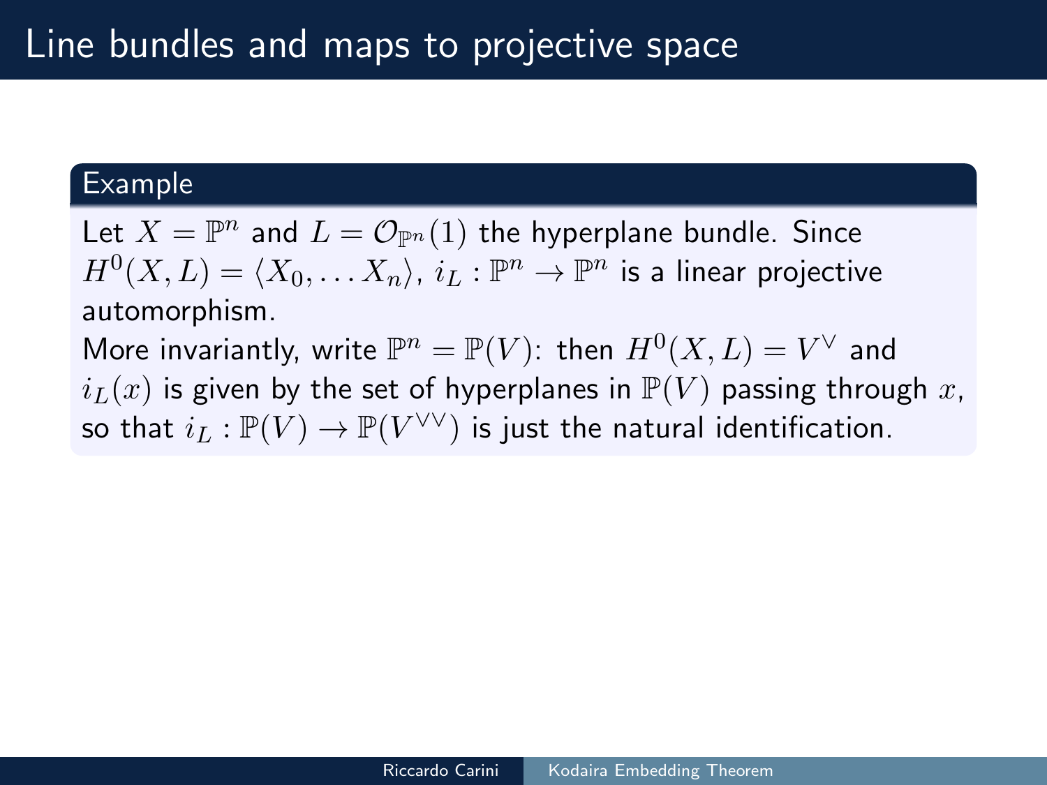# Line bundles and maps to projective space

**Example**

Let $X = \mathbb{P}^n$ and $L = \mathcal{O}_{\mathbb{P}^n}(1)$ the hyperplane bundle. Since $H^0(X, L) = \langle X_0, \dots X_n \rangle$, $i_L : \mathbb{P}^n \to \mathbb{P}^n$ is a linear projective automorphism.

More invariantly, write $\mathbb{P}^n = \mathbb{P}(V)$: then $H^0(X, L) = V^\vee$ and $i_L(x)$ is given by the set of hyperplanes in $\mathbb{P}(V)$ passing through $x$, so that $i_L : \mathbb{P}(V) \to \mathbb{P}(V^{\vee\vee})$ is just the natural identification.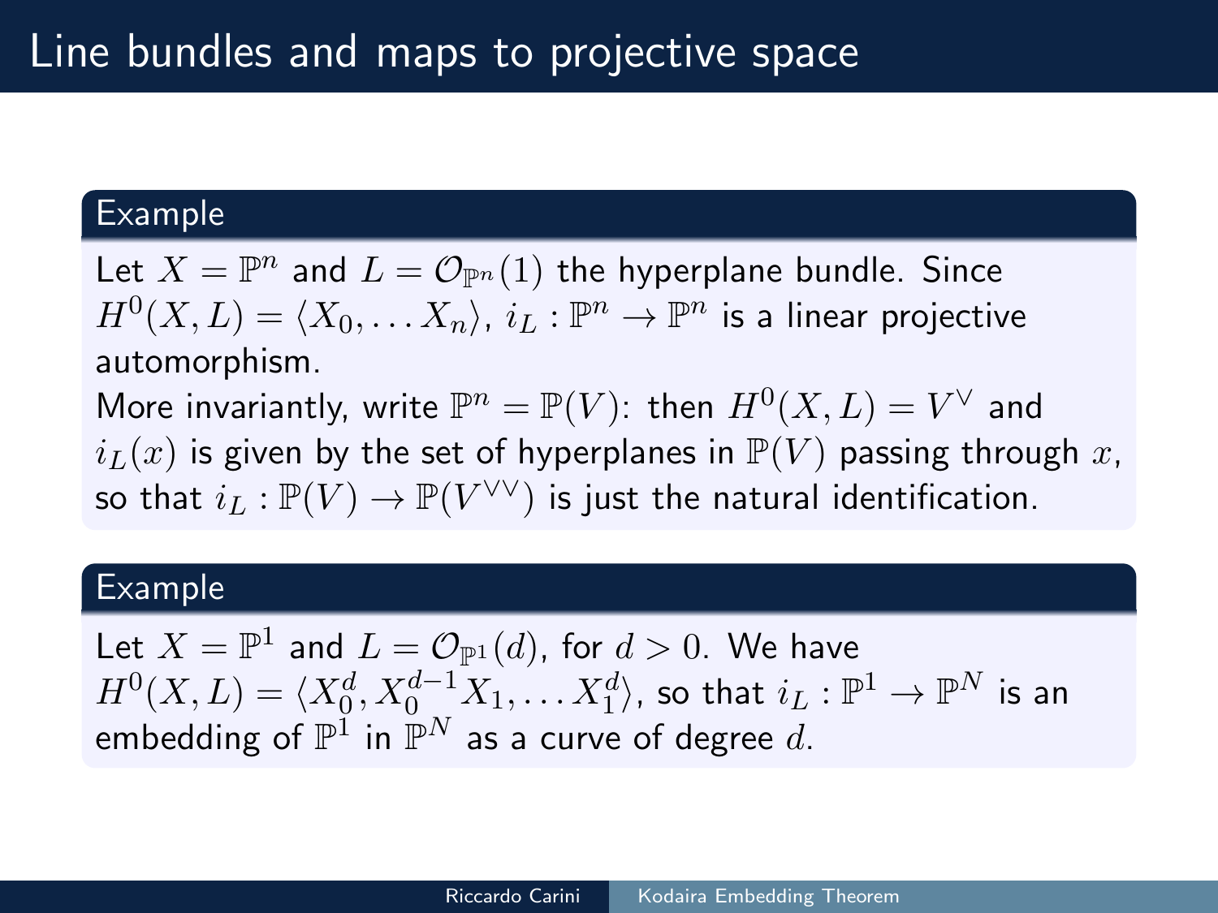# Line bundles and maps to projective space

**Example**

Let $X = \mathbb{P}^n$ and $L = \mathcal{O}_{\mathbb{P}^n}(1)$ the hyperplane bundle. Since $H^0(X, L) = \langle X_0, \dots X_n \rangle$, $i_L : \mathbb{P}^n \to \mathbb{P}^n$ is a linear projective automorphism.

More invariantly, write $\mathbb{P}^n = \mathbb{P}(V)$: then $H^0(X, L) = V^\vee$ and $i_L(x)$ is given by the set of hyperplanes in $\mathbb{P}(V)$ passing through $x$, so that $i_L : \mathbb{P}(V) \to \mathbb{P}(V^{\vee\vee})$ is just the natural identification.

**Example**

Let $X = \mathbb{P}^1$ and $L = \mathcal{O}_{\mathbb{P}^1}(d)$, for $d > 0$. We have $H^0(X, L) = \langle X_0^d, X_0^{d-1} X_1, \dots X_1^d \rangle$, so that $i_L : \mathbb{P}^1 \to \mathbb{P}^N$ is an embedding of $\mathbb{P}^1$ in $\mathbb{P}^N$ as a curve of degree $d$.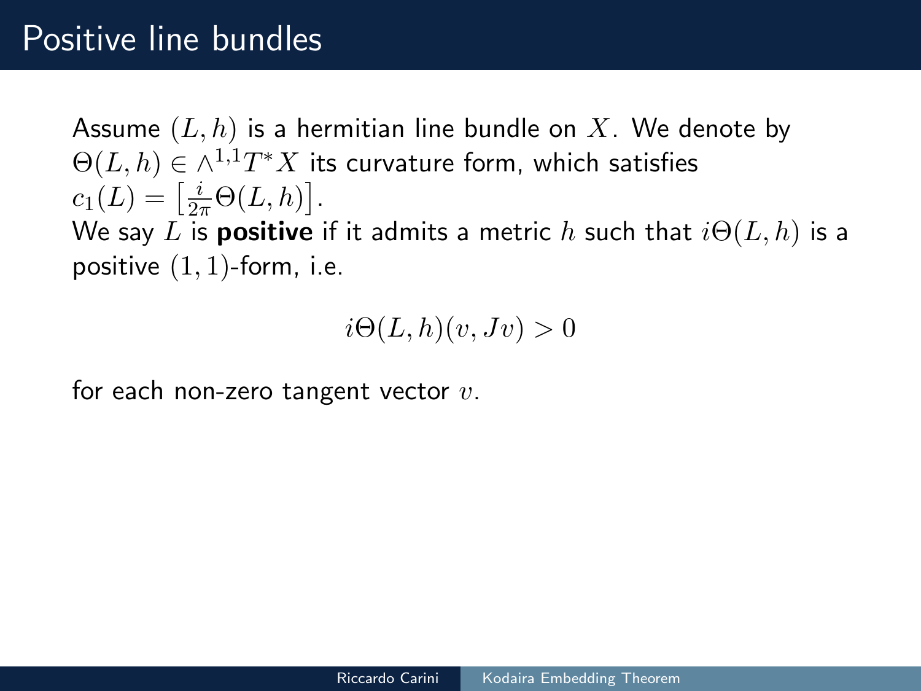# Positive line bundles

Assume $(L, h)$ is a hermitian line bundle on $X$. We denote by $\Theta(L, h) \in \wedge^{1,1} T^* X$ its curvature form, which satisfies $c_1(L) = \left[\frac{i}{2\pi}\Theta(L, h)\right]$.

We say $L$ is **positive** if it admits a metric $h$ such that $i\Theta(L, h)$ is a positive $(1, 1)$-form, i.e.

$$i\Theta(L, h)(v, Jv) > 0$$

for each non-zero tangent vector $v$.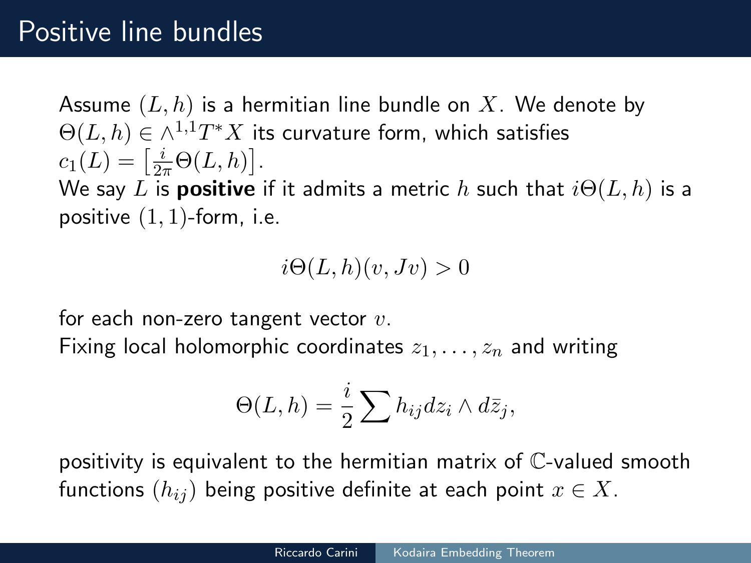# Positive line bundles

Assume $(L, h)$ is a hermitian line bundle on $X$. We denote by $\Theta(L, h) \in \wedge^{1,1} T^*X$ its curvature form, which satisfies $c_1(L) = \left[\frac{i}{2\pi}\Theta(L, h)\right]$.

We say $L$ is **positive** if it admits a metric $h$ such that $i\Theta(L, h)$ is a positive $(1, 1)$-form, i.e.

$$i\Theta(L, h)(v, Jv) > 0$$

for each non-zero tangent vector $v$.

Fixing local holomorphic coordinates $z_1, \ldots, z_n$ and writing

$$\Theta(L, h) = \frac{i}{2} \sum h_{ij} dz_i \wedge d\bar{z}_j,$$

positivity is equivalent to the hermitian matrix of $\mathbb{C}$-valued smooth functions $(h_{ij})$ being positive definite at each point $x \in X$.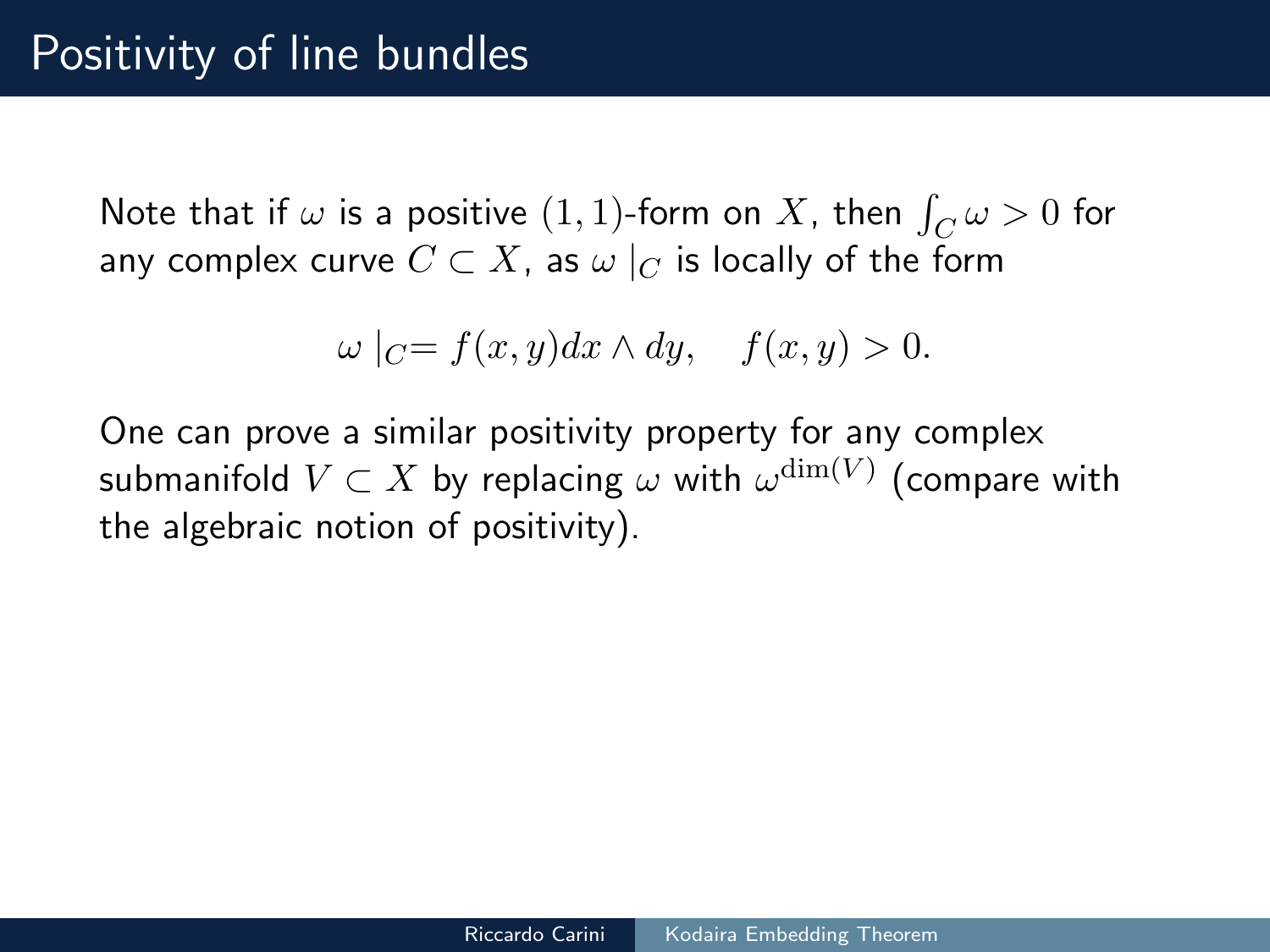# Positivity of line bundles

Note that if $\omega$ is a positive $(1,1)$-form on $X$, then $\int_C \omega > 0$ for any complex curve $C \subset X$, as $\omega \mid_C$ is locally of the form

$$\omega \mid_C = f(x,y) dx \wedge dy, \quad f(x,y) > 0.$$

One can prove a similar positivity property for any complex submanifold $V \subset X$ by replacing $\omega$ with $\omega^{\dim(V)}$ (compare with the algebraic notion of positivity).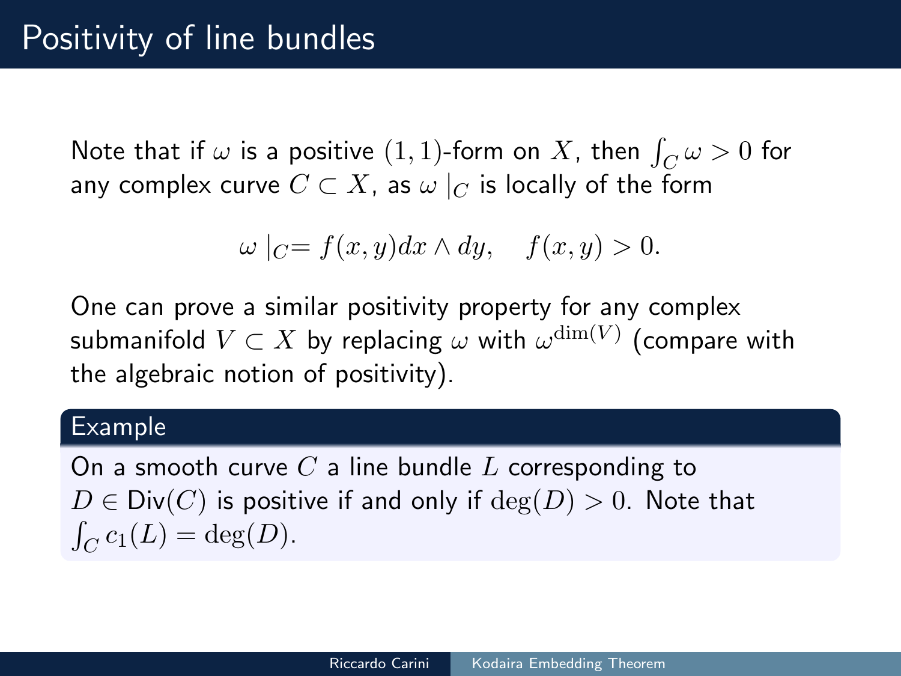# Positivity of line bundles

Note that if $\omega$ is a positive $(1,1)$-form on $X$, then $\int_C \omega > 0$ for any complex curve $C \subset X$, as $\omega\mid_C$ is locally of the form

$$\omega\mid_C = f(x,y)dx \wedge dy, \quad f(x,y) > 0.$$

One can prove a similar positivity property for any complex submanifold $V \subset X$ by replacing $\omega$ with $\omega^{\dim(V)}$ (compare with the algebraic notion of positivity).

**Example**

On a smooth curve $C$ a line bundle $L$ corresponding to $D \in \mathsf{Div}(C)$ is positive if and only if $\deg(D) > 0$. Note that $\int_C c_1(L) = \deg(D)$.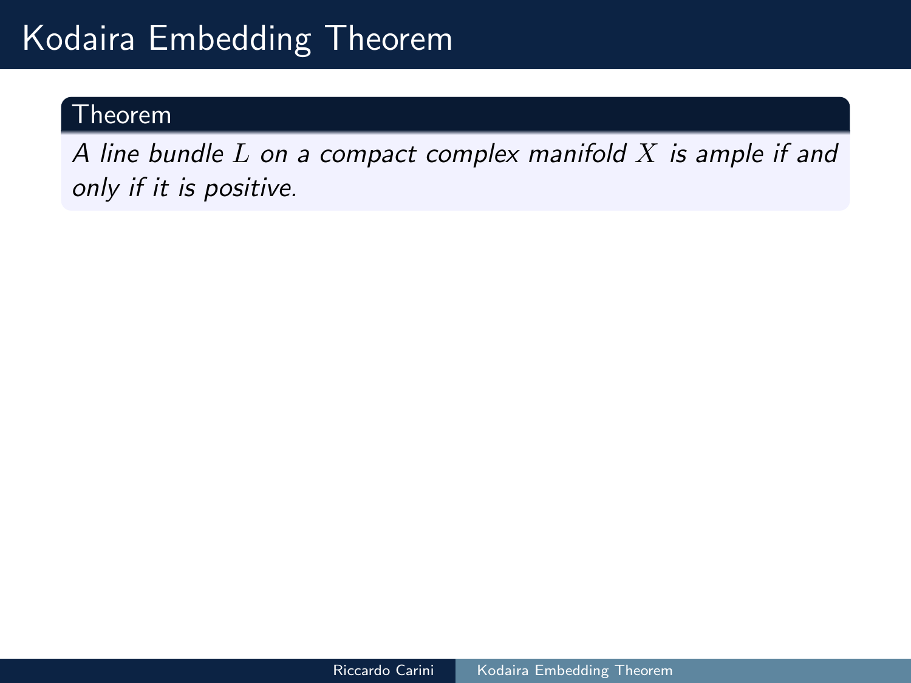# Kodaira Embedding Theorem

**Theorem**

*A line bundle $L$ on a compact complex manifold $X$ is ample if and only if it is positive.*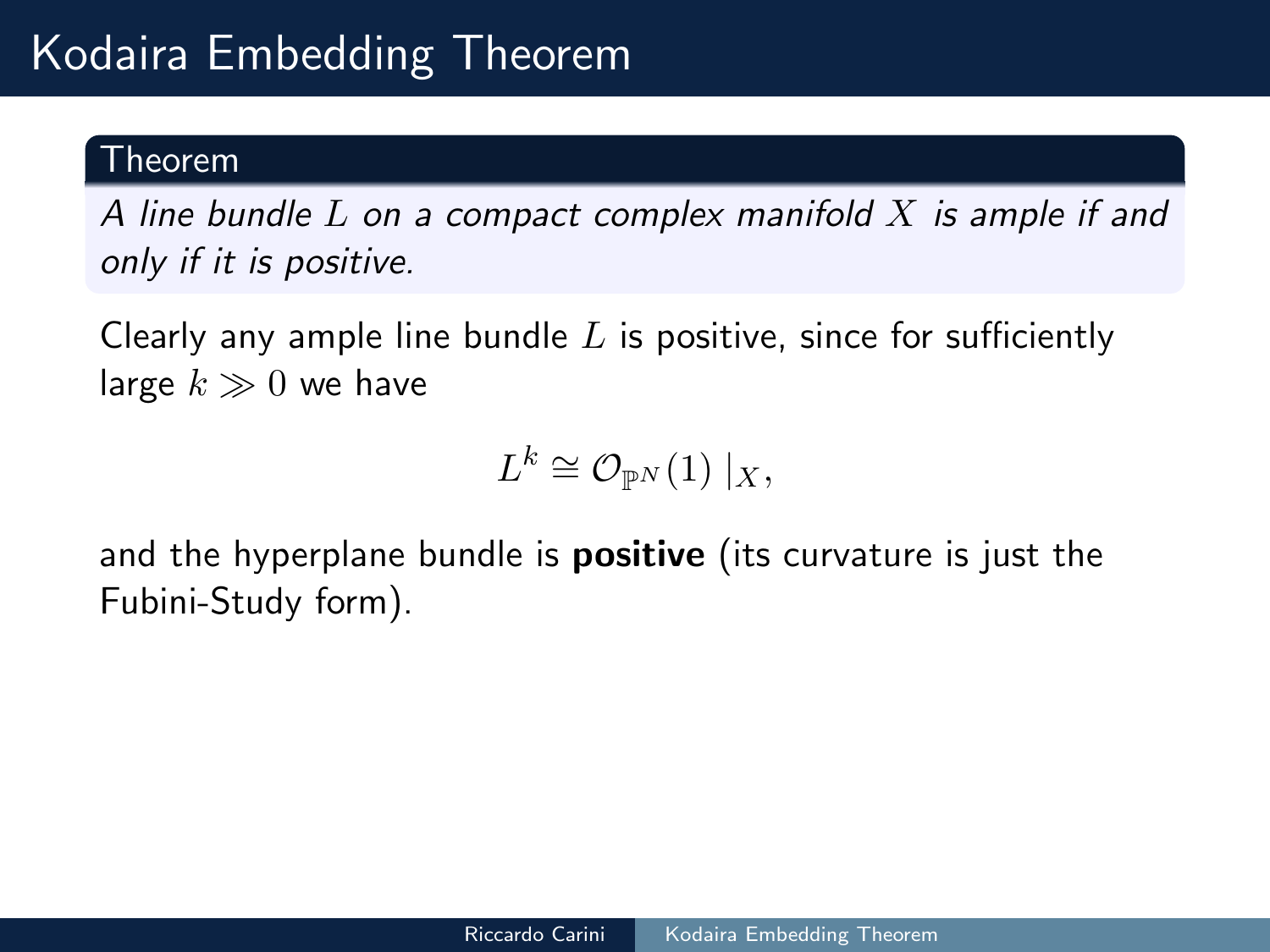# Kodaira Embedding Theorem

**Theorem**

*A line bundle $L$ on a compact complex manifold $X$ is ample if and only if it is positive.*

Clearly any ample line bundle $L$ is positive, since for sufficiently large $k \gg 0$ we have

$$L^k \cong \mathcal{O}_{\mathbb{P}^N}(1)\mid_X,$$

and the hyperplane bundle is **positive** (its curvature is just the Fubini-Study form).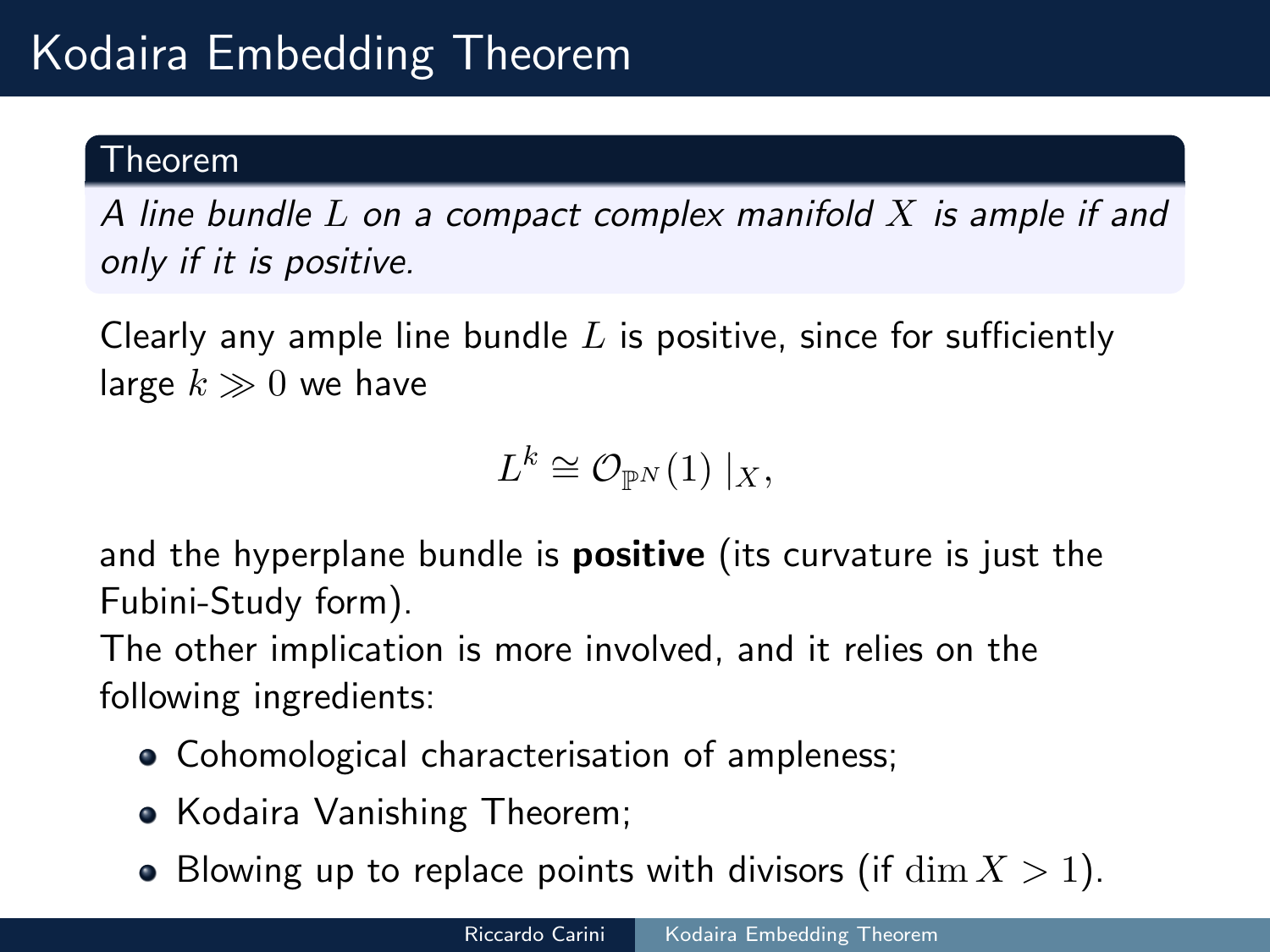# Kodaira Embedding Theorem

**Theorem**

*A line bundle $L$ on a compact complex manifold $X$ is ample if and only if it is positive.*

Clearly any ample line bundle $L$ is positive, since for sufficiently large $k \gg 0$ we have

$$L^k \cong \mathcal{O}_{\mathbb{P}^N}(1) \mid_X,$$

and the hyperplane bundle is **positive** (its curvature is just the Fubini-Study form).

The other implication is more involved, and it relies on the following ingredients:

- Cohomological characterisation of ampleness;
- Kodaira Vanishing Theorem;
- Blowing up to replace points with divisors (if $\dim X > 1$).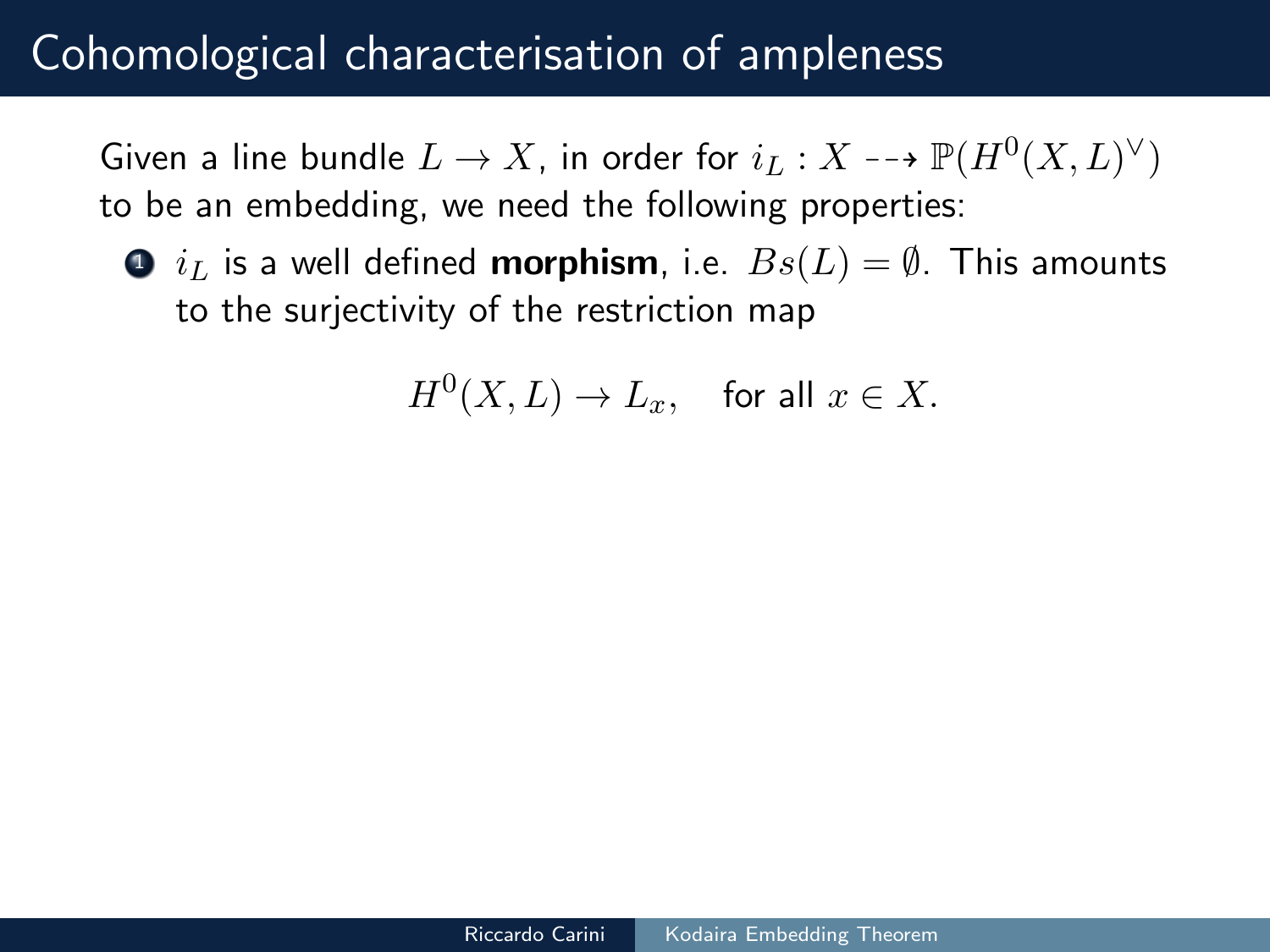# Cohomological characterisation of ampleness

Given a line bundle $L \to X$, in order for $i_L : X \dashrightarrow \mathbb{P}(H^0(X, L)^\vee)$ to be an embedding, we need the following properties:

1. $i_L$ is a well defined **morphism**, i.e. $Bs(L) = \emptyset$. This amounts to the surjectivity of the restriction map

$$H^0(X, L) \to L_x, \quad \text{for all } x \in X.$$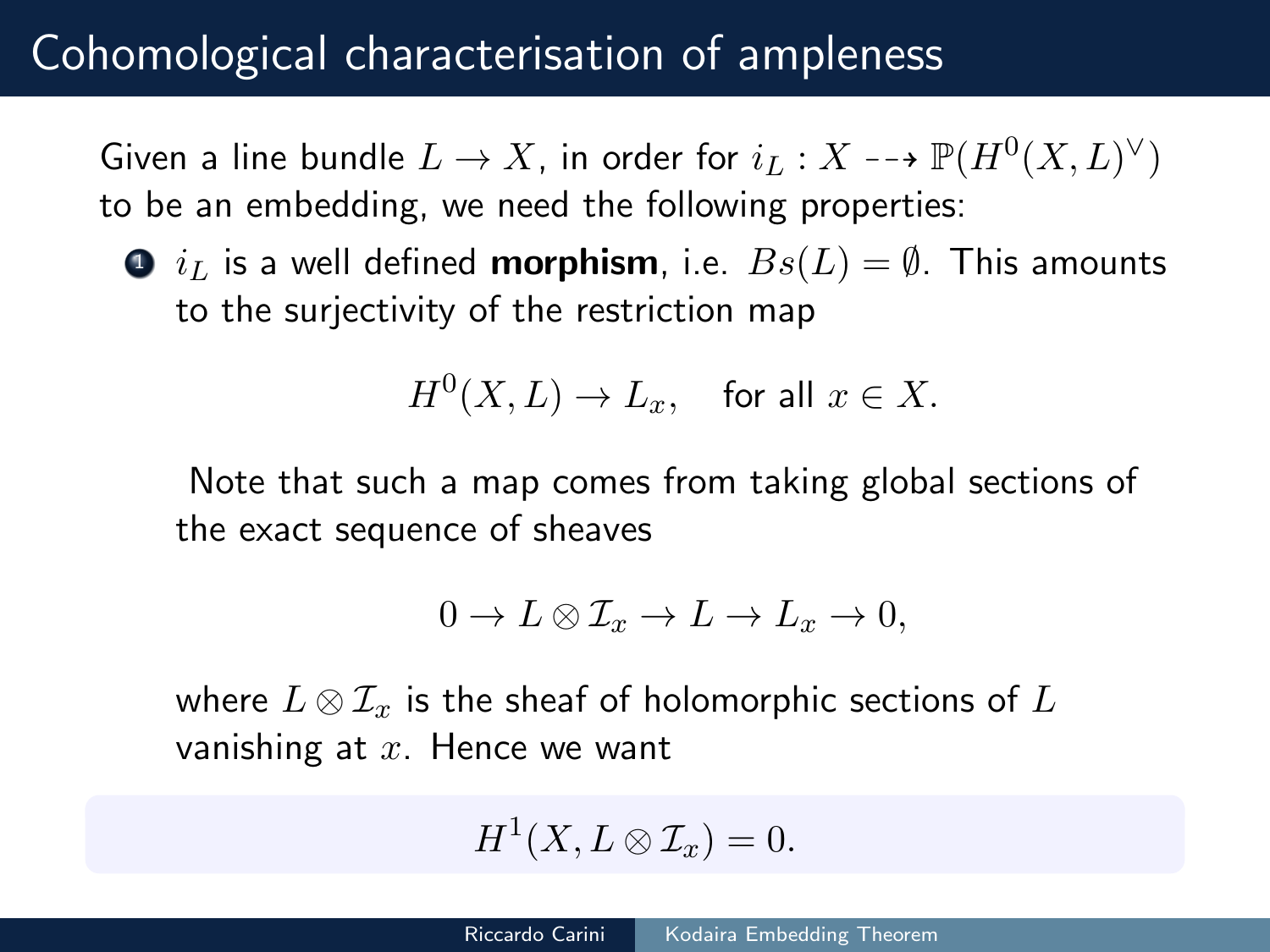# Cohomological characterisation of ampleness

Given a line bundle $L \to X$, in order for $i_L : X \dashrightarrow \mathbb{P}(H^0(X,L)^\vee)$ to be an embedding, we need the following properties:

1. $i_L$ is a well defined **morphism**, i.e. $Bs(L) = \emptyset$. This amounts to the surjectivity of the restriction map

$$H^0(X,L) \to L_x, \quad \text{for all } x \in X.$$

Note that such a map comes from taking global sections of the exact sequence of sheaves

$$0 \to L \otimes \mathcal{I}_x \to L \to L_x \to 0,$$

where $L \otimes \mathcal{I}_x$ is the sheaf of holomorphic sections of $L$ vanishing at $x$. Hence we want

$$H^1(X, L \otimes \mathcal{I}_x) = 0.$$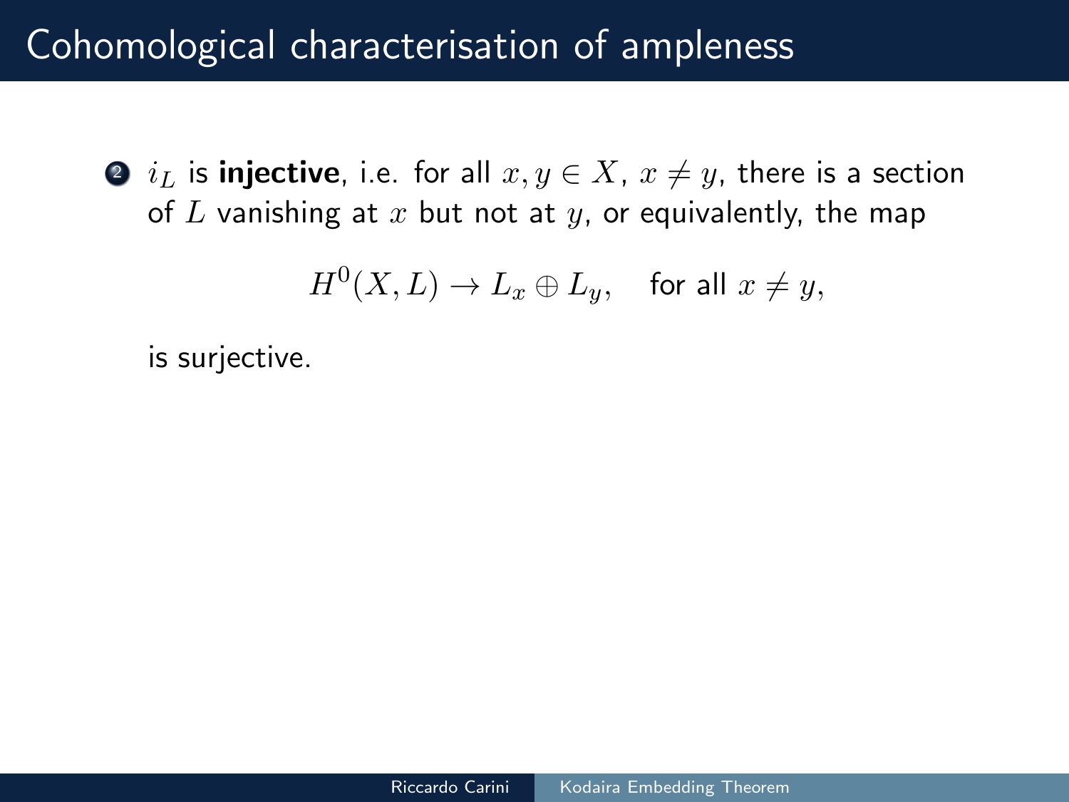# Cohomological characterisation of ampleness

2. $i_L$ is **injective**, i.e. for all $x, y \in X$, $x \neq y$, there is a section of $L$ vanishing at $x$ but not at $y$, or equivalently, the map

$$H^0(X, L) \to L_x \oplus L_y, \quad \text{for all } x \neq y,$$

is surjective.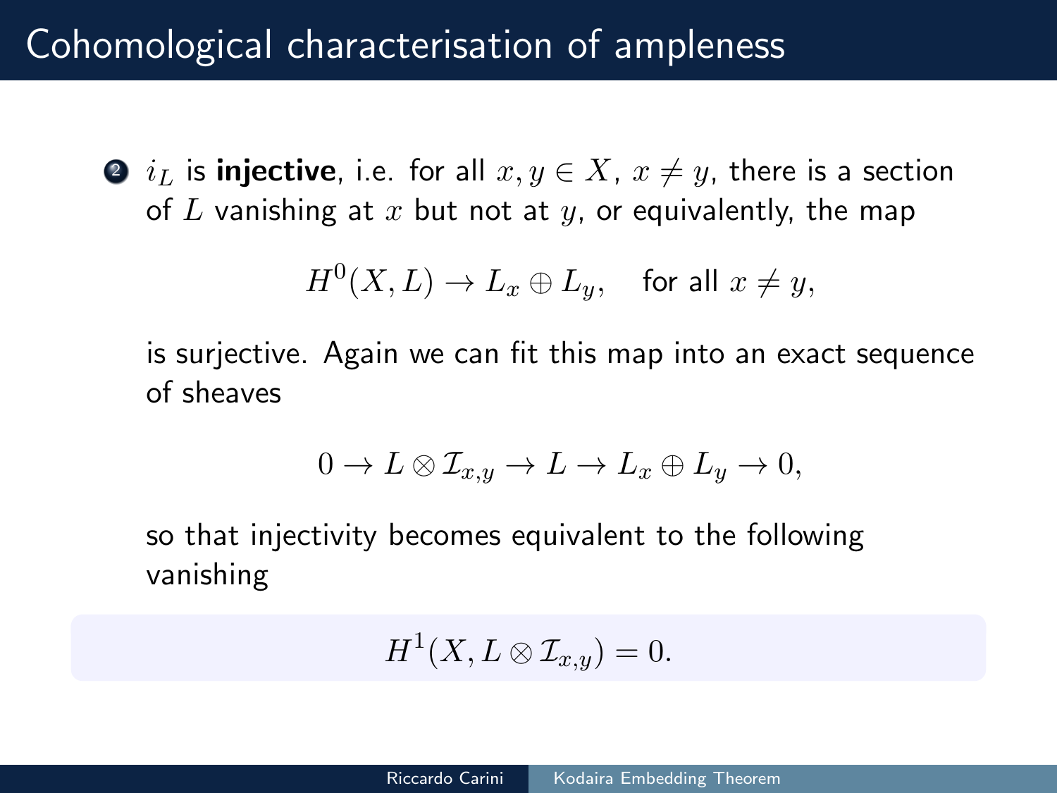# Cohomological characterisation of ampleness

2. $i_L$ is **injective**, i.e. for all $x, y \in X$, $x \neq y$, there is a section of $L$ vanishing at $x$ but not at $y$, or equivalently, the map

$$H^0(X, L) \to L_x \oplus L_y, \quad \text{for all } x \neq y,$$

is surjective. Again we can fit this map into an exact sequence of sheaves

$$0 \to L \otimes \mathcal{I}_{x,y} \to L \to L_x \oplus L_y \to 0,$$

so that injectivity becomes equivalent to the following vanishing

$$H^1(X, L \otimes \mathcal{I}_{x,y}) = 0.$$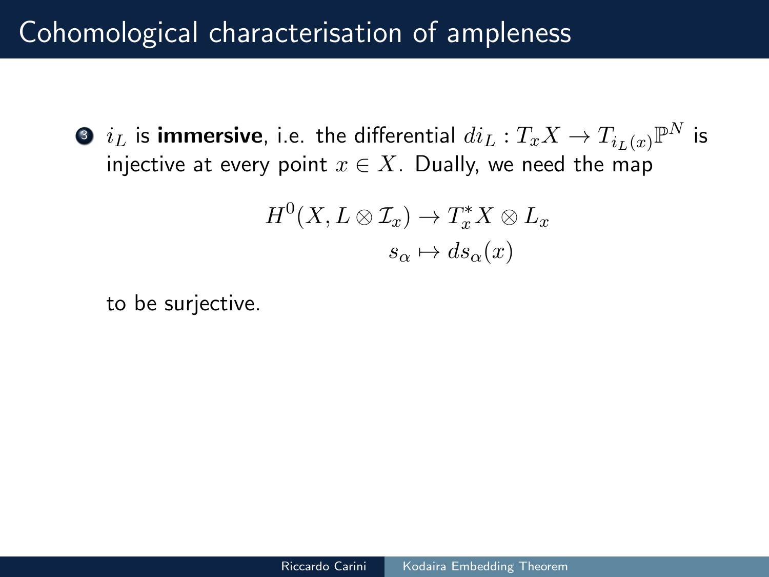# Cohomological characterisation of ampleness

3. $i_L$ is **immersive**, i.e. the differential $di_L : T_xX \to T_{i_L(x)}\mathbb{P}^N$ is injective at every point $x \in X$. Dually, we need the map

$$
\begin{aligned}
H^0(X, L \otimes \mathcal{I}_x) &\to T_x^*X \otimes L_x \\
s_\alpha &\mapsto ds_\alpha(x)
\end{aligned}
$$

to be surjective.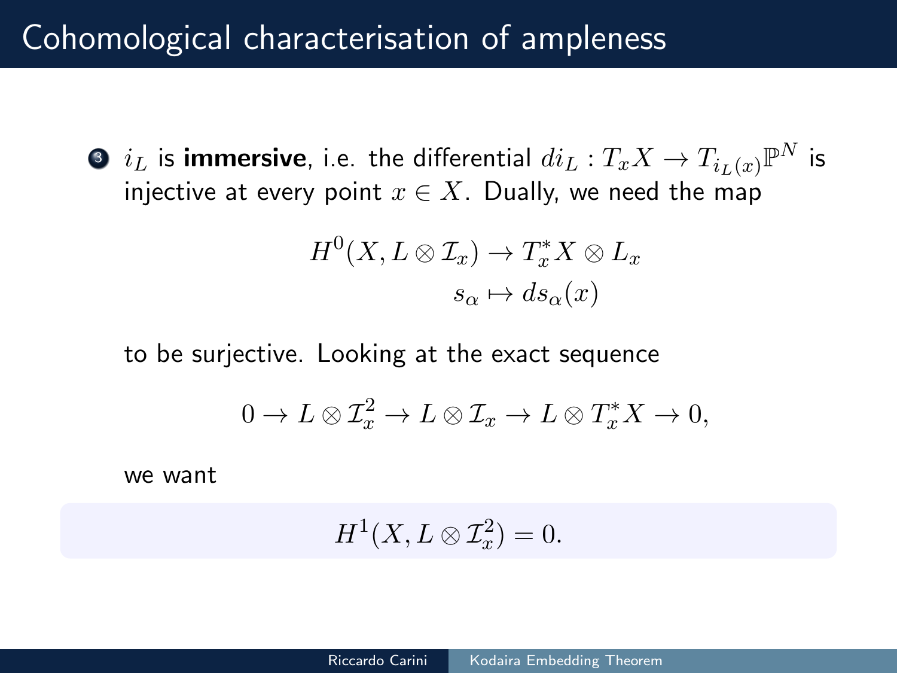# Cohomological characterisation of ampleness

3. $i_L$ is **immersive**, i.e. the differential $di_L : T_x X \to T_{i_L(x)}\mathbb{P}^N$ is injective at every point $x \in X$. Dually, we need the map

$$
\begin{aligned}
H^0(X, L \otimes \mathcal{I}_x) &\to T^*_x X \otimes L_x \\
s_\alpha &\mapsto ds_\alpha(x)
\end{aligned}
$$

to be surjective. Looking at the exact sequence

$$0 \to L \otimes \mathcal{I}_x^2 \to L \otimes \mathcal{I}_x \to L \otimes T^*_x X \to 0,$$

we want

$$H^1(X, L \otimes \mathcal{I}_x^2) = 0.$$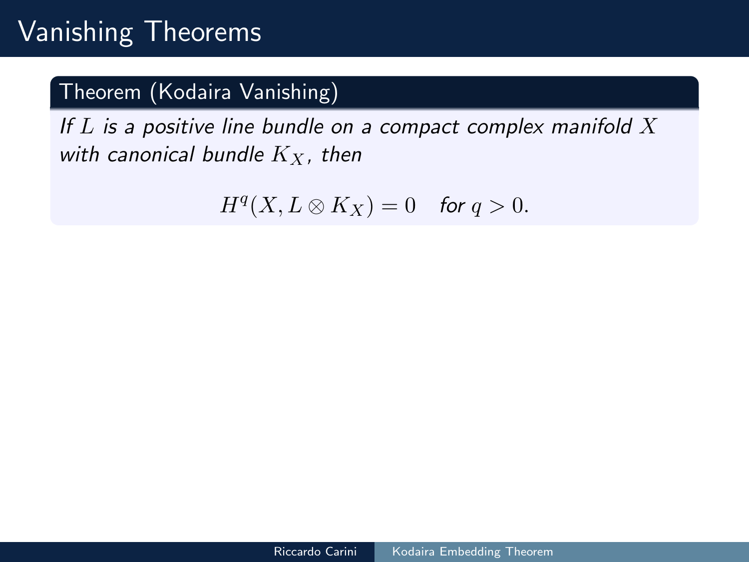# Vanishing Theorems

**Theorem (Kodaira Vanishing)**

*If $L$ is a positive line bundle on a compact complex manifold $X$ with canonical bundle $K_X$, then*

$$H^q(X, L \otimes K_X) = 0 \quad \text{for } q > 0.$$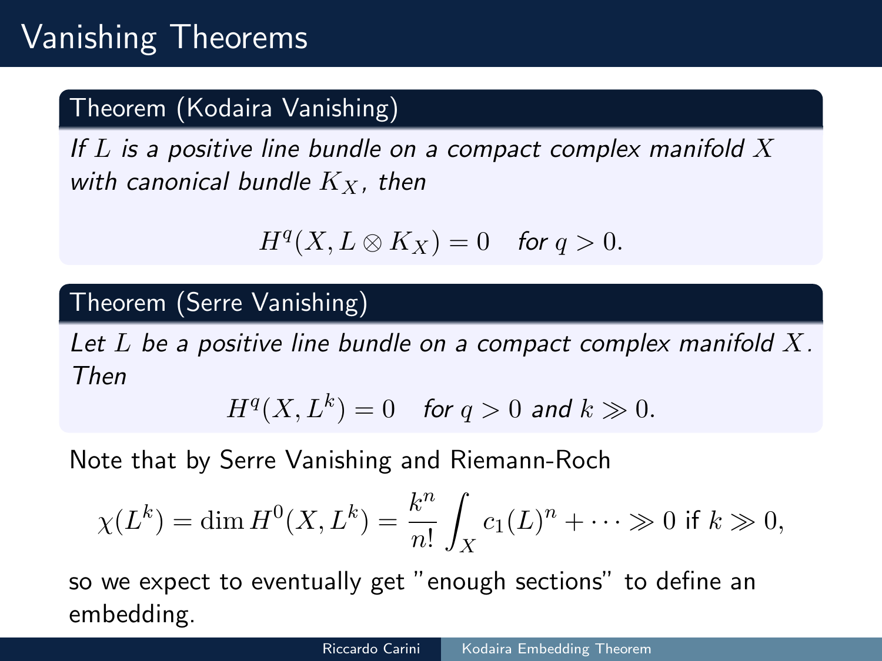# Vanishing Theorems

**Theorem (Kodaira Vanishing)**

*If $L$ is a positive line bundle on a compact complex manifold $X$ with canonical bundle $K_X$, then*

$$H^q(X, L \otimes K_X) = 0 \quad \text{for } q > 0.$$

**Theorem (Serre Vanishing)**

*Let $L$ be a positive line bundle on a compact complex manifold $X$. Then*

$$H^q(X, L^k) = 0 \quad \text{for } q > 0 \text{ and } k \gg 0.$$

Note that by Serre Vanishing and Riemann-Roch

$$\chi(L^k) = \dim H^0(X, L^k) = \frac{k^n}{n!} \int_X c_1(L)^n + \cdots \gg 0 \text{ if } k \gg 0,$$

so we expect to eventually get "enough sections" to define an embedding.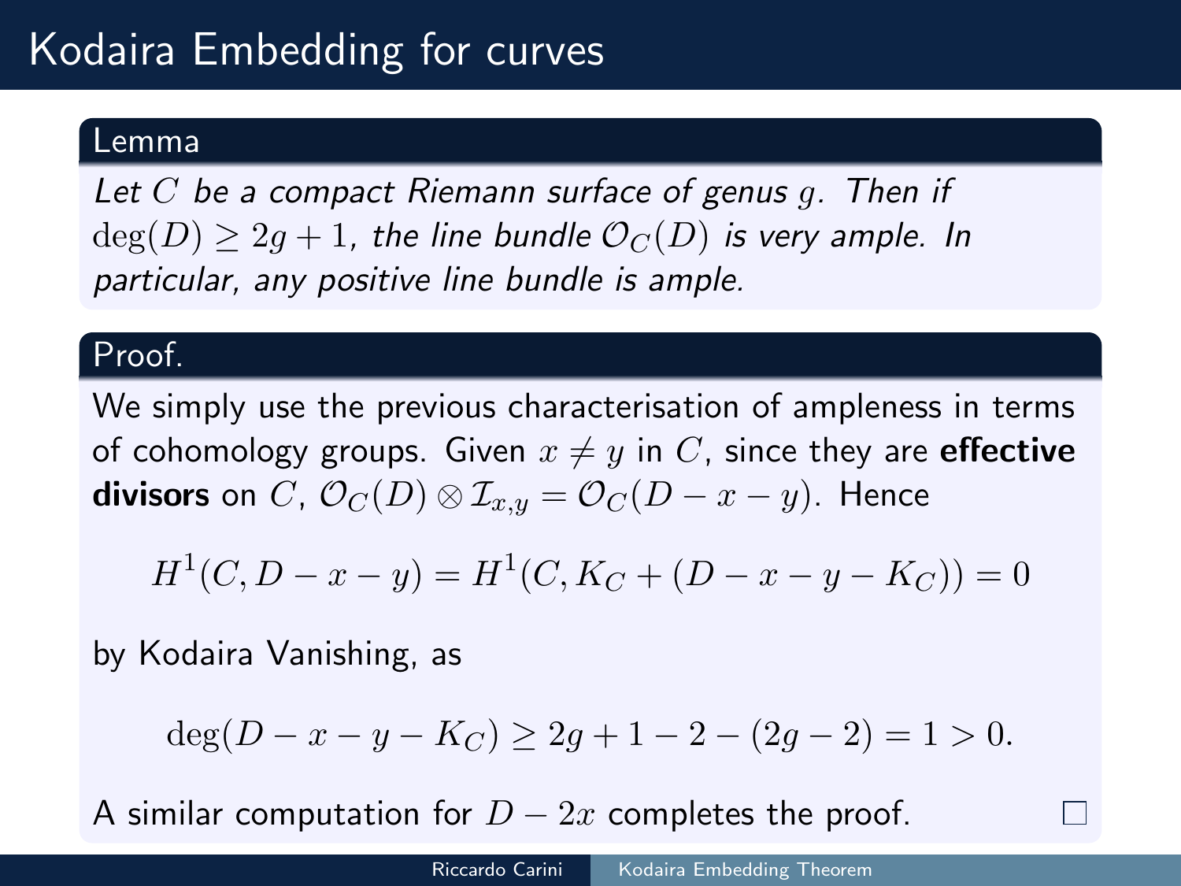# Kodaira Embedding for curves

**Lemma**

*Let $C$ be a compact Riemann surface of genus $g$. Then if $\deg(D) \geq 2g+1$, the line bundle $\mathcal{O}_C(D)$ is very ample. In particular, any positive line bundle is ample.*

**Proof.**

We simply use the previous characterisation of ampleness in terms of cohomology groups. Given $x \neq y$ in $C$, since they are **effective divisors** on $C$, $\mathcal{O}_C(D) \otimes \mathcal{I}_{x,y} = \mathcal{O}_C(D - x - y)$. Hence

$$H^1(C, D - x - y) = H^1(C, K_C + (D - x - y - K_C)) = 0$$

by Kodaira Vanishing, as

$$\deg(D - x - y - K_C) \geq 2g + 1 - 2 - (2g - 2) = 1 > 0.$$

A similar computation for $D - 2x$ completes the proof. □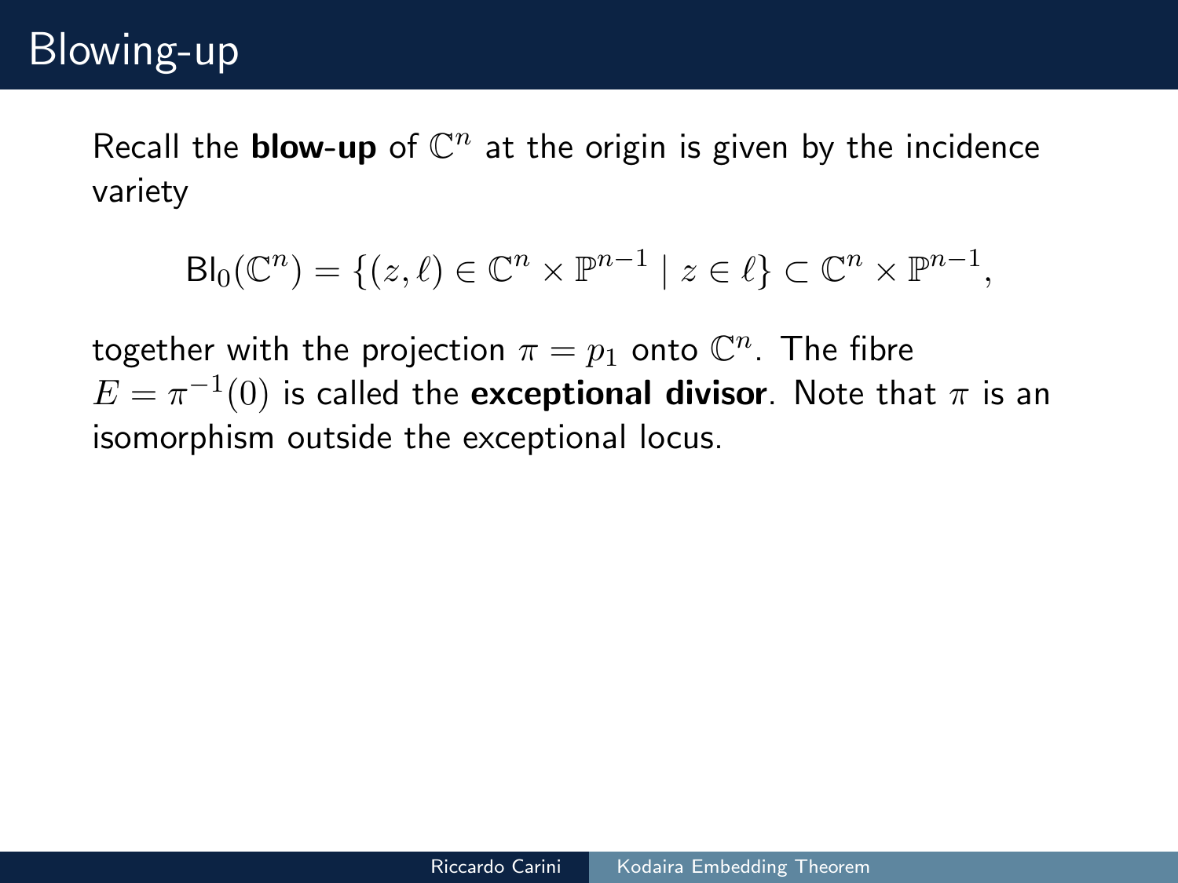# Blowing-up

Recall the **blow-up** of $\mathbb{C}^n$ at the origin is given by the incidence variety

$$\mathsf{Bl}_0(\mathbb{C}^n) = \{(z, \ell) \in \mathbb{C}^n \times \mathbb{P}^{n-1} \mid z \in \ell\} \subset \mathbb{C}^n \times \mathbb{P}^{n-1},$$

together with the projection $\pi = p_1$ onto $\mathbb{C}^n$. The fibre $E = \pi^{-1}(0)$ is called the **exceptional divisor**. Note that $\pi$ is an isomorphism outside the exceptional locus.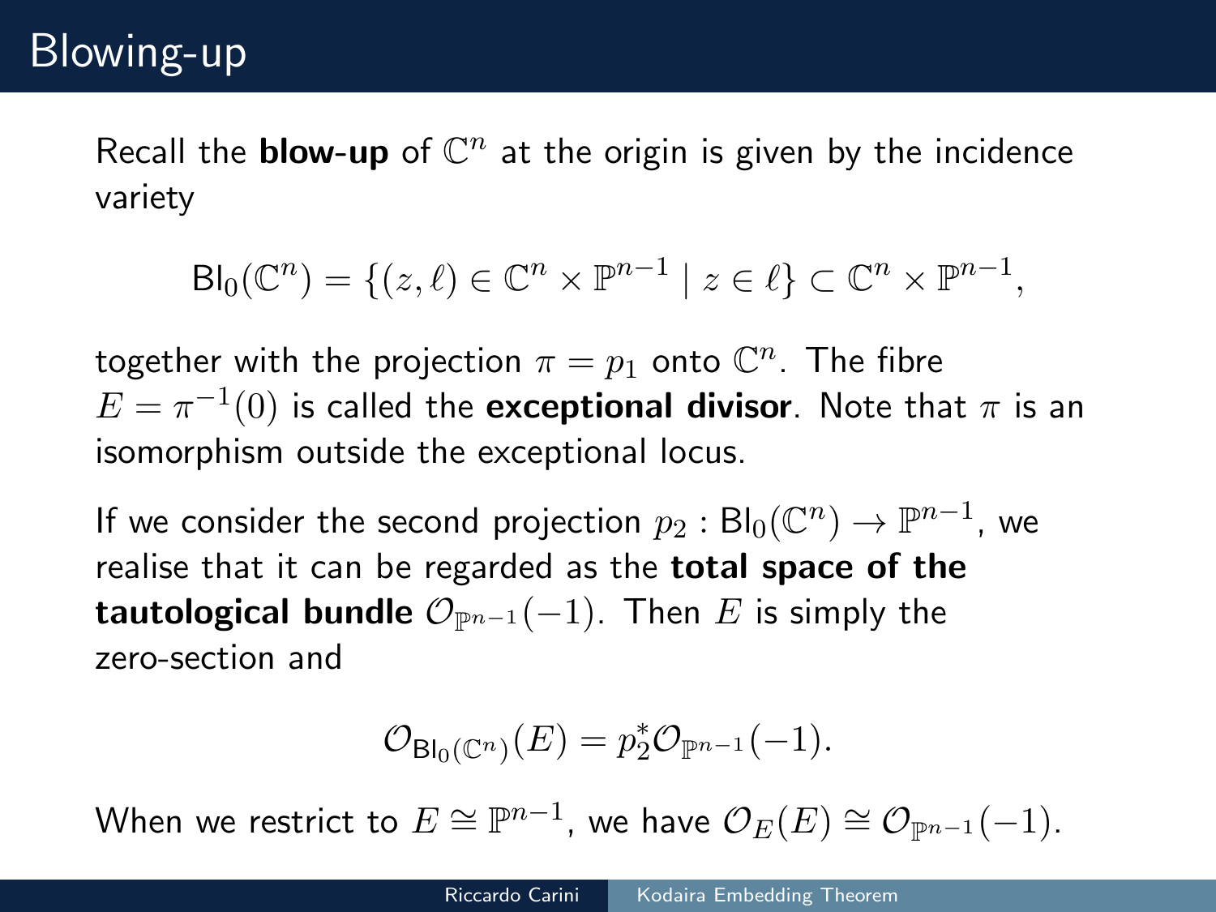# Blowing-up

Recall the **blow-up** of $\mathbb{C}^n$ at the origin is given by the incidence variety

$$\mathrm{Bl}_0(\mathbb{C}^n) = \{(z, \ell) \in \mathbb{C}^n \times \mathbb{P}^{n-1} \mid z \in \ell\} \subset \mathbb{C}^n \times \mathbb{P}^{n-1},$$

together with the projection $\pi = p_1$ onto $\mathbb{C}^n$. The fibre $E = \pi^{-1}(0)$ is called the **exceptional divisor**. Note that $\pi$ is an isomorphism outside the exceptional locus.

If we consider the second projection $p_2 : \mathrm{Bl}_0(\mathbb{C}^n) \to \mathbb{P}^{n-1}$, we realise that it can be regarded as the **total space of the tautological bundle** $\mathcal{O}_{\mathbb{P}^{n-1}}(-1)$. Then $E$ is simply the zero-section and

$$\mathcal{O}_{\mathrm{Bl}_0(\mathbb{C}^n)}(E) = p_2^* \mathcal{O}_{\mathbb{P}^{n-1}}(-1).$$

When we restrict to $E \cong \mathbb{P}^{n-1}$, we have $\mathcal{O}_E(E) \cong \mathcal{O}_{\mathbb{P}^{n-1}}(-1)$.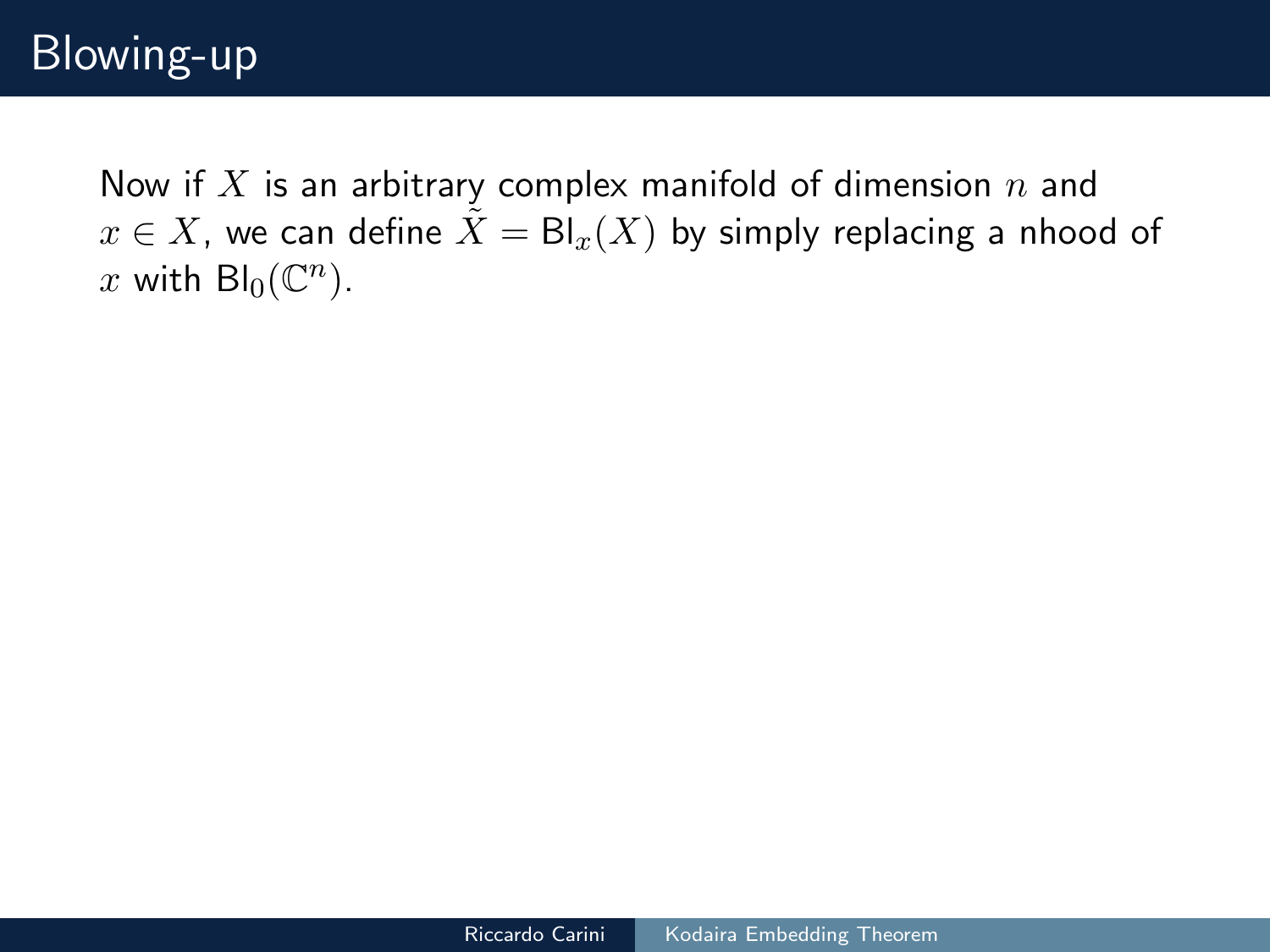# Blowing-up

Now if $X$ is an arbitrary complex manifold of dimension $n$ and $x \in X$, we can define $\tilde{X} = \mathrm{Bl}_x(X)$ by simply replacing a nhood of $x$ with $\mathrm{Bl}_0(\mathbb{C}^n)$.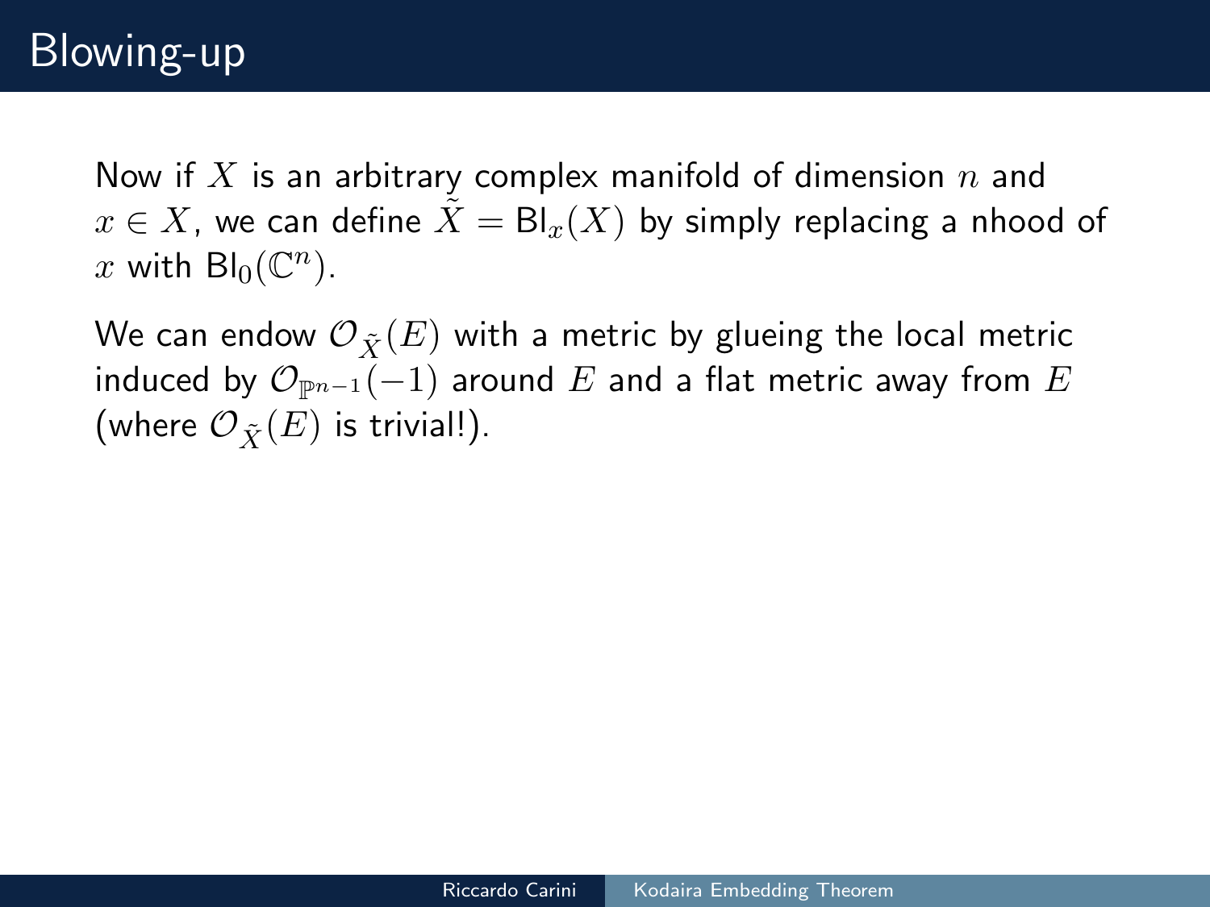# Blowing-up

Now if $X$ is an arbitrary complex manifold of dimension $n$ and $x \in X$, we can define $\tilde{X} = \mathsf{Bl}_x(X)$ by simply replacing a nhood of $x$ with $\mathsf{Bl}_0(\mathbb{C}^n)$.

We can endow $\mathcal{O}_{\tilde{X}}(E)$ with a metric by glueing the local metric induced by $\mathcal{O}_{\mathbb{P}^{n-1}}(-1)$ around $E$ and a flat metric away from $E$ (where $\mathcal{O}_{\tilde{X}}(E)$ is trivial!).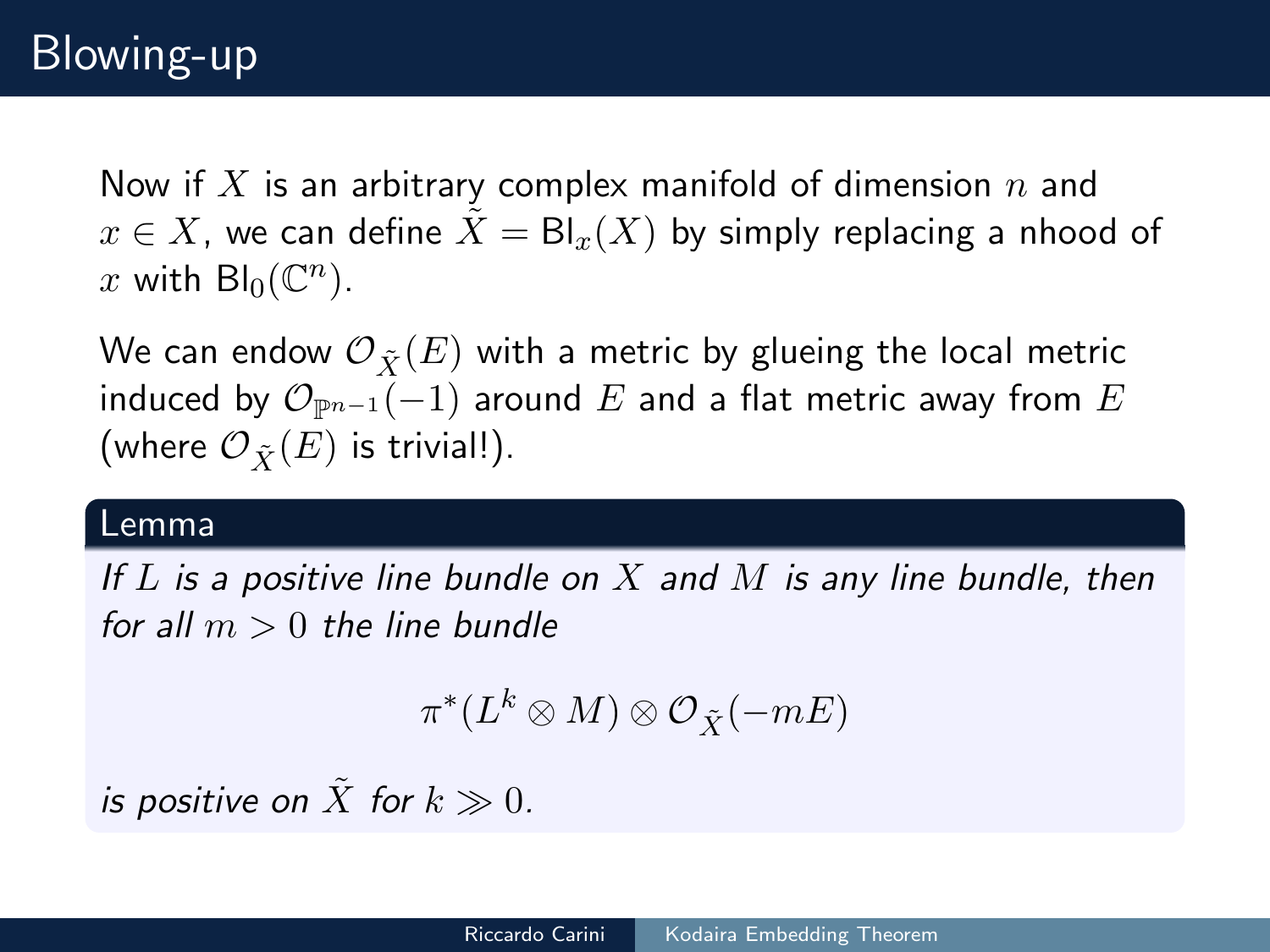# Blowing-up

Now if $X$ is an arbitrary complex manifold of dimension $n$ and $x \in X$, we can define $\tilde{X} = \mathsf{Bl}_x(X)$ by simply replacing a nhood of $x$ with $\mathsf{Bl}_0(\mathbb{C}^n)$.

We can endow $\mathcal{O}_{\tilde{X}}(E)$ with a metric by glueing the local metric induced by $\mathcal{O}_{\mathbb{P}^{n-1}}(-1)$ around $E$ and a flat metric away from $E$ (where $\mathcal{O}_{\tilde{X}}(E)$ is trivial!).

**Lemma**

*If $L$ is a positive line bundle on $X$ and $M$ is any line bundle, then for all $m > 0$ the line bundle*

$$\pi^*(L^k \otimes M) \otimes \mathcal{O}_{\tilde{X}}(-mE)$$

*is positive on $\tilde{X}$ for $k \gg 0$.*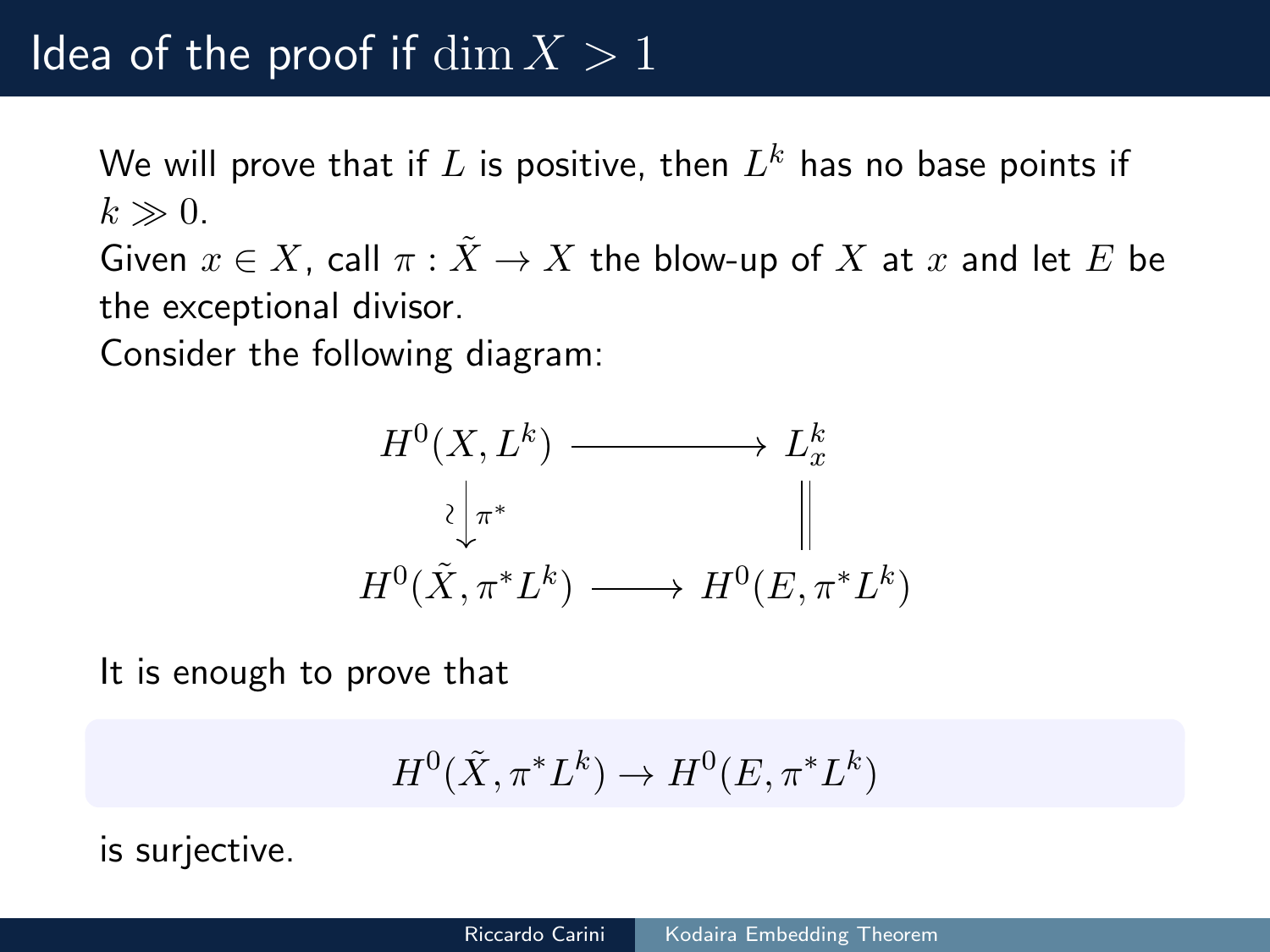# Idea of the proof if $\dim X > 1$

We will prove that if $L$ is positive, then $L^k$ has no base points if $k \gg 0$.

Given $x \in X$, call $\pi : \tilde{X} \to X$ the blow-up of $X$ at $x$ and let $E$ be the exceptional divisor.

Consider the following diagram:

$$\begin{array}{ccc}
H^0(X, L^k) & \longrightarrow & L^k_x \\
\wr \downarrow \pi^* & & \| \\
H^0(\tilde{X}, \pi^* L^k) & \longrightarrow & H^0(E, \pi^* L^k)
\end{array}$$

It is enough to prove that

$$H^0(\tilde{X}, \pi^* L^k) \to H^0(E, \pi^* L^k)$$

is surjective.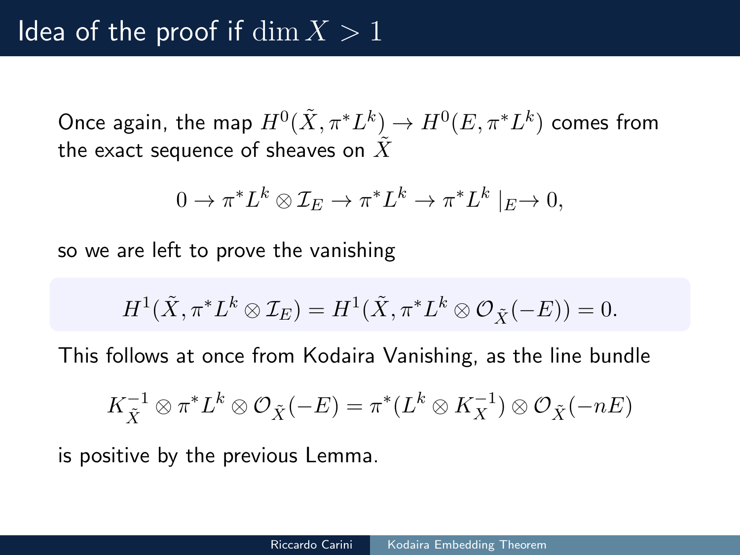# Idea of the proof if $\dim X > 1$

Once again, the map $H^0(\tilde{X}, \pi^* L^k) \to H^0(E, \pi^* L^k)$ comes from the exact sequence of sheaves on $\tilde{X}$

$$0 \to \pi^* L^k \otimes \mathcal{I}_E \to \pi^* L^k \to \pi^* L^k \mid_E \to 0,$$

so we are left to prove the vanishing

$$H^1(\tilde{X}, \pi^* L^k \otimes \mathcal{I}_E) = H^1(\tilde{X}, \pi^* L^k \otimes \mathcal{O}_{\tilde{X}}(-E)) = 0.$$

This follows at once from Kodaira Vanishing, as the line bundle

$$K_{\tilde{X}}^{-1} \otimes \pi^* L^k \otimes \mathcal{O}_{\tilde{X}}(-E) = \pi^*(L^k \otimes K_X^{-1}) \otimes \mathcal{O}_{\tilde{X}}(-nE)$$

is positive by the previous Lemma.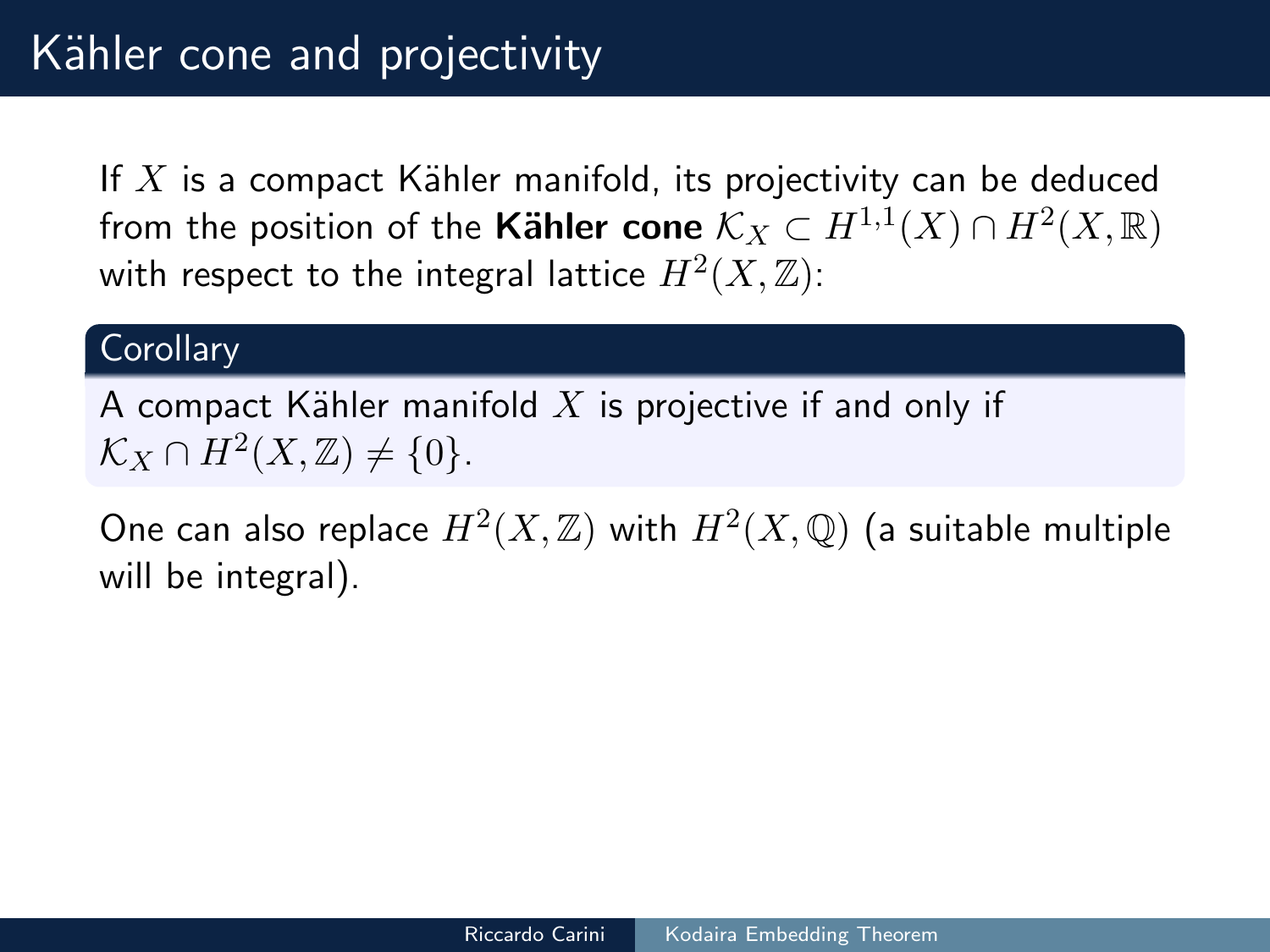# Kähler cone and projectivity

If $X$ is a compact Kähler manifold, its projectivity can be deduced from the position of the **Kähler cone** $\mathcal{K}_X \subset H^{1,1}(X) \cap H^2(X, \mathbb{R})$ with respect to the integral lattice $H^2(X, \mathbb{Z})$:

**Corollary**

A compact Kähler manifold $X$ is projective if and only if $\mathcal{K}_X \cap H^2(X, \mathbb{Z}) \neq \{0\}$.

One can also replace $H^2(X, \mathbb{Z})$ with $H^2(X, \mathbb{Q})$ (a suitable multiple will be integral).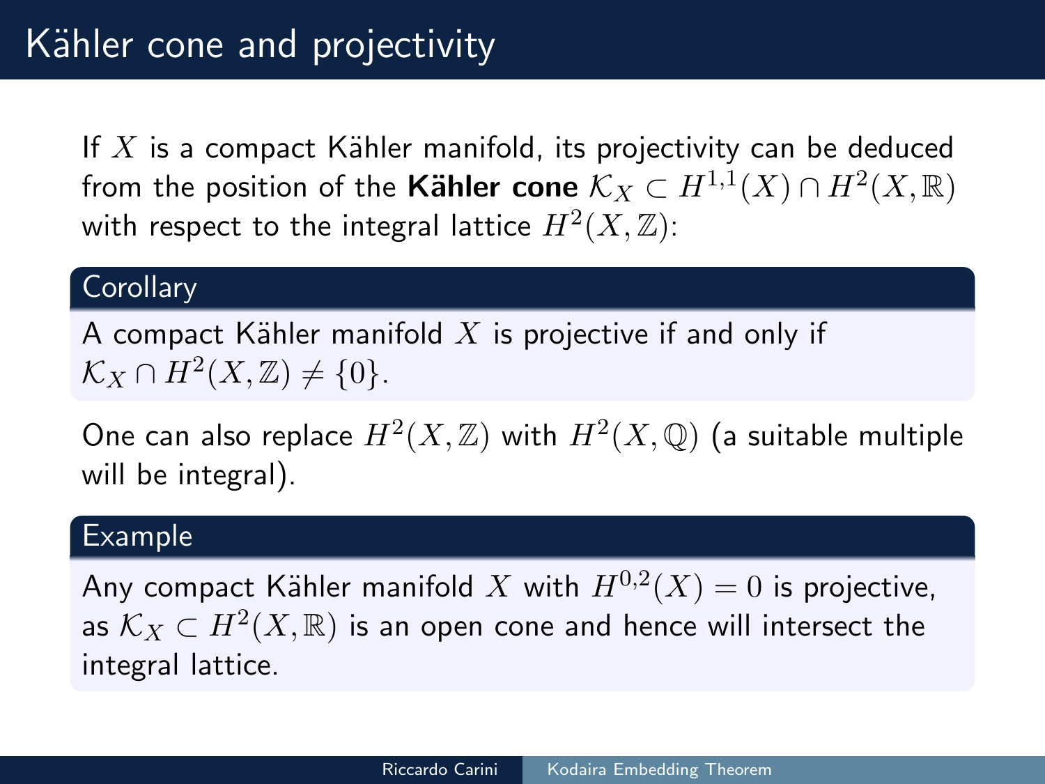# Kähler cone and projectivity

If $X$ is a compact Kähler manifold, its projectivity can be deduced from the position of the **Kähler cone** $\mathcal{K}_X \subset H^{1,1}(X) \cap H^2(X, \mathbb{R})$ with respect to the integral lattice $H^2(X, \mathbb{Z})$:

**Corollary**

A compact Kähler manifold $X$ is projective if and only if $\mathcal{K}_X \cap H^2(X, \mathbb{Z}) \neq \{0\}$.

One can also replace $H^2(X, \mathbb{Z})$ with $H^2(X, \mathbb{Q})$ (a suitable multiple will be integral).

**Example**

Any compact Kähler manifold $X$ with $H^{0,2}(X) = 0$ is projective, as $\mathcal{K}_X \subset H^2(X, \mathbb{R})$ is an open cone and hence will intersect the integral lattice.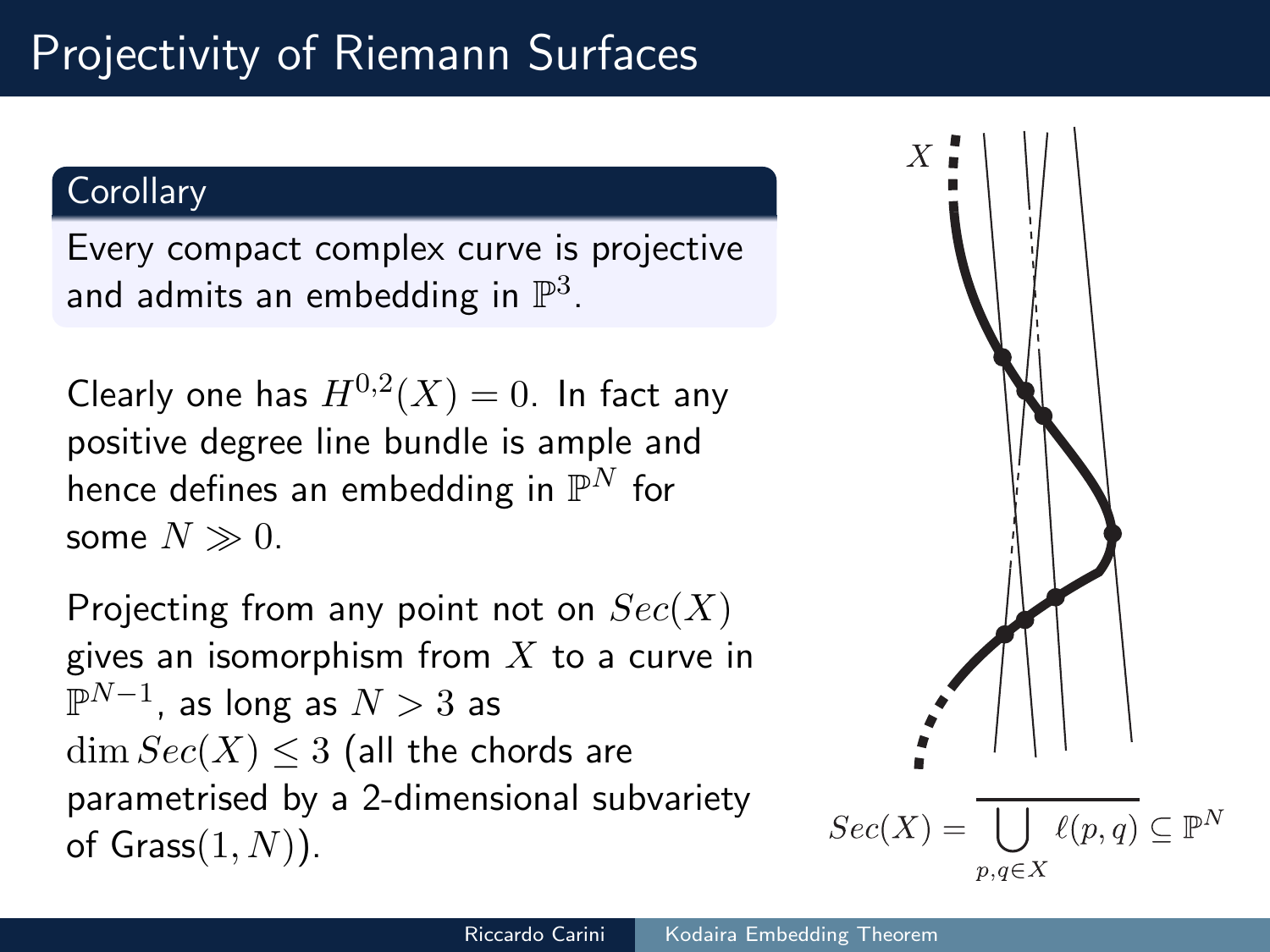# Projectivity of Riemann Surfaces

**Corollary**

Every compact complex curve is projective and admits an embedding in $\mathbb{P}^3$.

Clearly one has $H^{0,2}(X) = 0$. In fact any positive degree line bundle is ample and hence defines an embedding in $\mathbb{P}^N$ for some $N \gg 0$.

Projecting from any point not on $Sec(X)$ gives an isomorphism from $X$ to a curve in $\mathbb{P}^{N-1}$, as long as $N > 3$ as $\dim Sec(X) \leq 3$ (all the chords are parametrised by a 2-dimensional subvariety of Grass$(1, N)$).

$X$

$$Sec(X) = \overline{\bigcup_{p,q \in X} \ell(p,q)} \subseteq \mathbb{P}^N$$